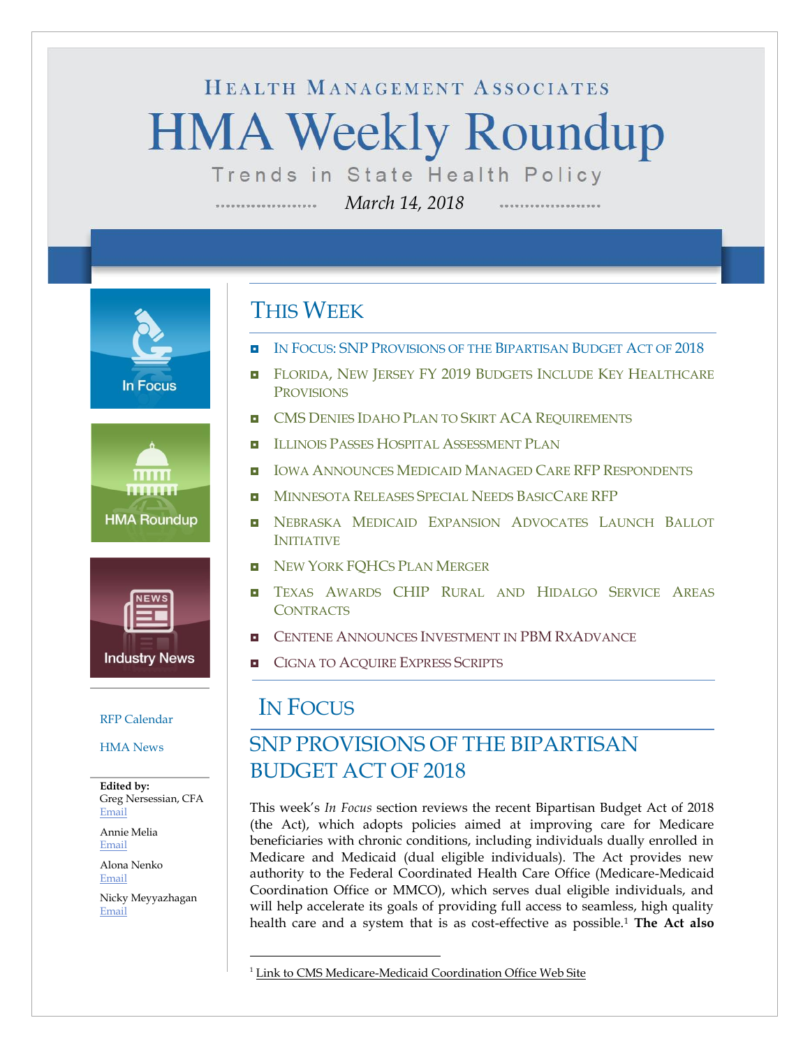HEALTH MANAGEMENT ASSOCIATES

# HMA Weekly Roundup

Trends in State Health Policy

*March 14, 2018*

In Focus

HMA Roundup

Industry News

RFP Calendar

HMA News

**Edited by:**
Greg Nersessian, CFA
Email

Annie Melia
Email

Alona Nenko
Email

Nicky Meyyazhagan
Email

## THIS WEEK

- IN FOCUS: SNP PROVISIONS OF THE BIPARTISAN BUDGET ACT OF 2018
- FLORIDA, NEW JERSEY FY 2019 BUDGETS INCLUDE KEY HEALTHCARE PROVISIONS
- CMS DENIES IDAHO PLAN TO SKIRT ACA REQUIREMENTS
- ILLINOIS PASSES HOSPITAL ASSESSMENT PLAN
- IOWA ANNOUNCES MEDICAID MANAGED CARE RFP RESPONDENTS
- MINNESOTA RELEASES SPECIAL NEEDS BASICCARE RFP
- NEBRASKA MEDICAID EXPANSION ADVOCATES LAUNCH BALLOT INITIATIVE
- NEW YORK FQHCS PLAN MERGER
- TEXAS AWARDS CHIP RURAL AND HIDALGO SERVICE AREAS CONTRACTS
- CENTENE ANNOUNCES INVESTMENT IN PBM RXADVANCE
- CIGNA TO ACQUIRE EXPRESS SCRIPTS

## IN FOCUS

### SNP PROVISIONS OF THE BIPARTISAN BUDGET ACT OF 2018

This week's *In Focus* section reviews the recent Bipartisan Budget Act of 2018 (the Act), which adopts policies aimed at improving care for Medicare beneficiaries with chronic conditions, including individuals dually enrolled in Medicare and Medicaid (dual eligible individuals). The Act provides new authority to the Federal Coordinated Health Care Office (Medicare-Medicaid Coordination Office or MMCO), which serves dual eligible individuals, and will help accelerate its goals of providing full access to seamless, high quality health care and a system that is as cost-effective as possible.[1] **The Act also**

[1] Link to CMS Medicare-Medicaid Coordination Office Web Site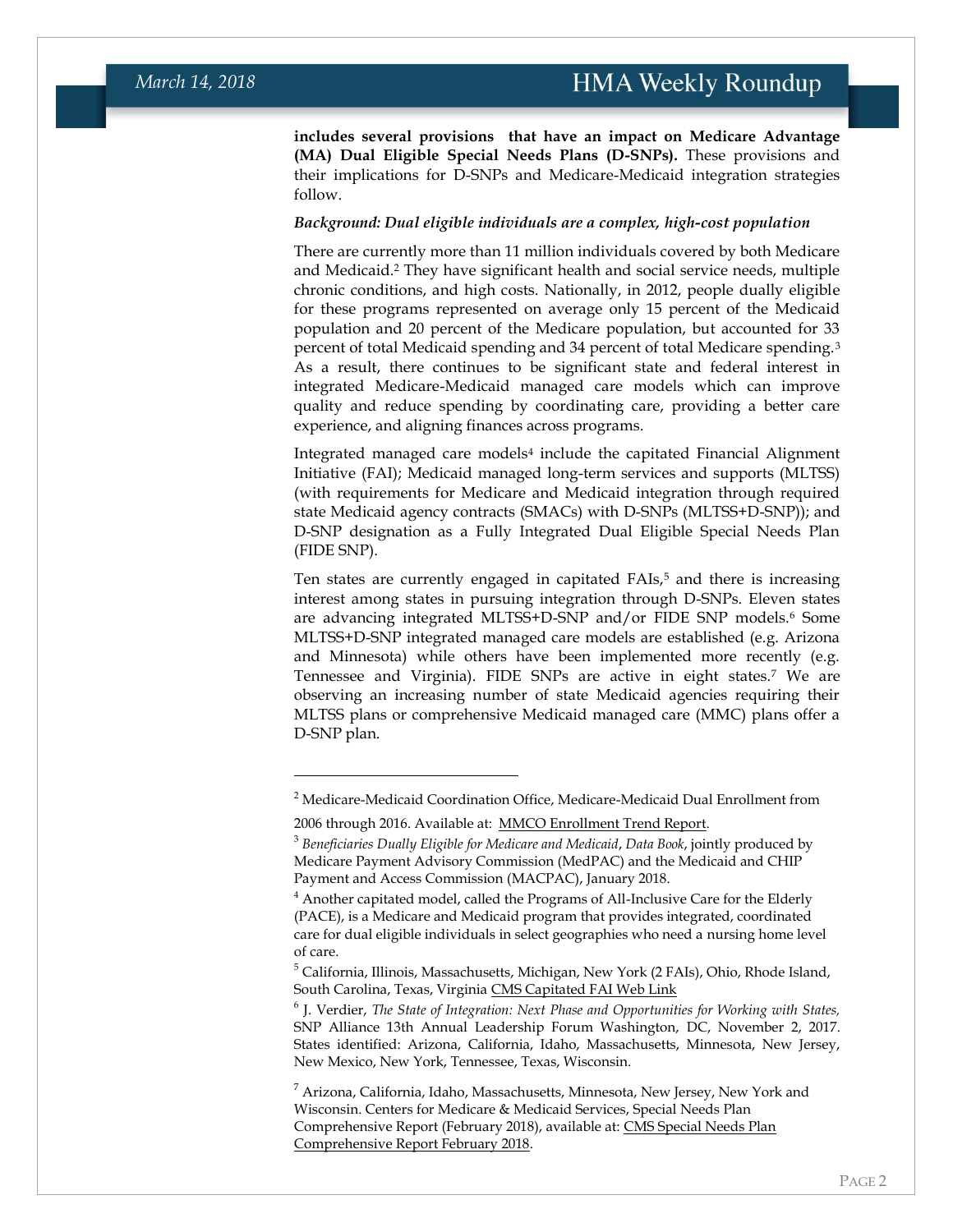**includes several provisions that have an impact on Medicare Advantage (MA) Dual Eligible Special Needs Plans (D-SNPs).** These provisions and their implications for D-SNPs and Medicare-Medicaid integration strategies follow.

***Background: Dual eligible individuals are a complex, high-cost population***

There are currently more than 11 million individuals covered by both Medicare and Medicaid.[2] They have significant health and social service needs, multiple chronic conditions, and high costs. Nationally, in 2012, people dually eligible for these programs represented on average only 15 percent of the Medicaid population and 20 percent of the Medicare population, but accounted for 33 percent of total Medicaid spending and 34 percent of total Medicare spending.[3] As a result, there continues to be significant state and federal interest in integrated Medicare-Medicaid managed care models which can improve quality and reduce spending by coordinating care, providing a better care experience, and aligning finances across programs.

Integrated managed care models[4] include the capitated Financial Alignment Initiative (FAI); Medicaid managed long-term services and supports (MLTSS) (with requirements for Medicare and Medicaid integration through required state Medicaid agency contracts (SMACs) with D-SNPs (MLTSS+D-SNP)); and D-SNP designation as a Fully Integrated Dual Eligible Special Needs Plan (FIDE SNP).

Ten states are currently engaged in capitated FAIs,[5] and there is increasing interest among states in pursuing integration through D-SNPs. Eleven states are advancing integrated MLTSS+D-SNP and/or FIDE SNP models.[6] Some MLTSS+D-SNP integrated managed care models are established (e.g. Arizona and Minnesota) while others have been implemented more recently (e.g. Tennessee and Virginia). FIDE SNPs are active in eight states.[7] We are observing an increasing number of state Medicaid agencies requiring their MLTSS plans or comprehensive Medicaid managed care (MMC) plans offer a D-SNP plan.

---

[2] Medicare-Medicaid Coordination Office, Medicare-Medicaid Dual Enrollment from 2006 through 2016. Available at: MMCO Enrollment Trend Report.

[3] *Beneficiaries Dually Eligible for Medicare and Medicaid*, *Data Book*, jointly produced by Medicare Payment Advisory Commission (MedPAC) and the Medicaid and CHIP Payment and Access Commission (MACPAC), January 2018.

[4] Another capitated model, called the Programs of All-Inclusive Care for the Elderly (PACE), is a Medicare and Medicaid program that provides integrated, coordinated care for dual eligible individuals in select geographies who need a nursing home level of care.

[5] California, Illinois, Massachusetts, Michigan, New York (2 FAIs), Ohio, Rhode Island, South Carolina, Texas, Virginia CMS Capitated FAI Web Link

[6] J. Verdier, *The State of Integration: Next Phase and Opportunities for Working with States,* SNP Alliance 13th Annual Leadership Forum Washington, DC, November 2, 2017. States identified: Arizona, California, Idaho, Massachusetts, Minnesota, New Jersey, New Mexico, New York, Tennessee, Texas, Wisconsin.

[7] Arizona, California, Idaho, Massachusetts, Minnesota, New Jersey, New York and Wisconsin. Centers for Medicare & Medicaid Services, Special Needs Plan Comprehensive Report (February 2018), available at: CMS Special Needs Plan Comprehensive Report February 2018.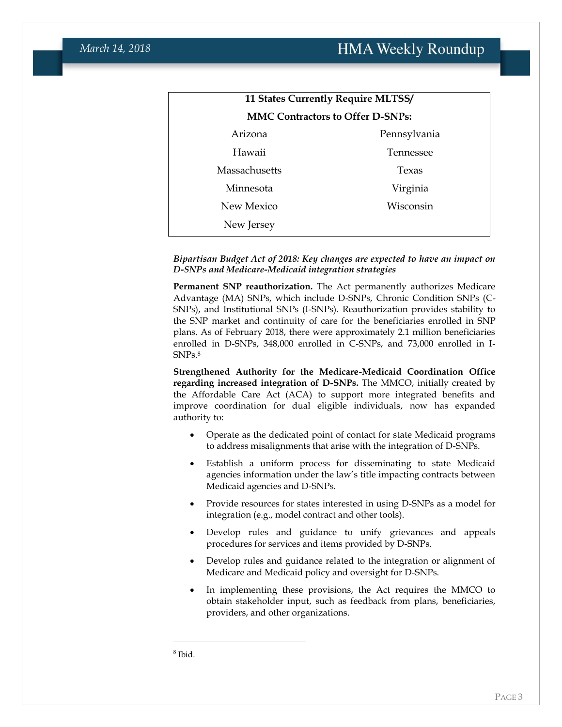| 11 States Currently Require MLTSS/ MMC Contractors to Offer D-SNPs: | |
|---|---|
| Arizona | Pennsylvania |
| Hawaii | Tennessee |
| Massachusetts | Texas |
| Minnesota | Virginia |
| New Mexico | Wisconsin |
| New Jersey | |

***Bipartisan Budget Act of 2018: Key changes are expected to have an impact on D-SNPs and Medicare-Medicaid integration strategies***

**Permanent SNP reauthorization.** The Act permanently authorizes Medicare Advantage (MA) SNPs, which include D-SNPs, Chronic Condition SNPs (C-SNPs), and Institutional SNPs (I-SNPs). Reauthorization provides stability to the SNP market and continuity of care for the beneficiaries enrolled in SNP plans. As of February 2018, there were approximately 2.1 million beneficiaries enrolled in D-SNPs, 348,000 enrolled in C-SNPs, and 73,000 enrolled in I-SNPs.[8]

**Strengthened Authority for the Medicare-Medicaid Coordination Office regarding increased integration of D-SNPs.** The MMCO, initially created by the Affordable Care Act (ACA) to support more integrated benefits and improve coordination for dual eligible individuals, now has expanded authority to:

- Operate as the dedicated point of contact for state Medicaid programs to address misalignments that arise with the integration of D-SNPs.
- Establish a uniform process for disseminating to state Medicaid agencies information under the law's title impacting contracts between Medicaid agencies and D-SNPs.
- Provide resources for states interested in using D-SNPs as a model for integration (e.g., model contract and other tools).
- Develop rules and guidance to unify grievances and appeals procedures for services and items provided by D-SNPs.
- Develop rules and guidance related to the integration or alignment of Medicare and Medicaid policy and oversight for D-SNPs.
- In implementing these provisions, the Act requires the MMCO to obtain stakeholder input, such as feedback from plans, beneficiaries, providers, and other organizations.

[8] Ibid.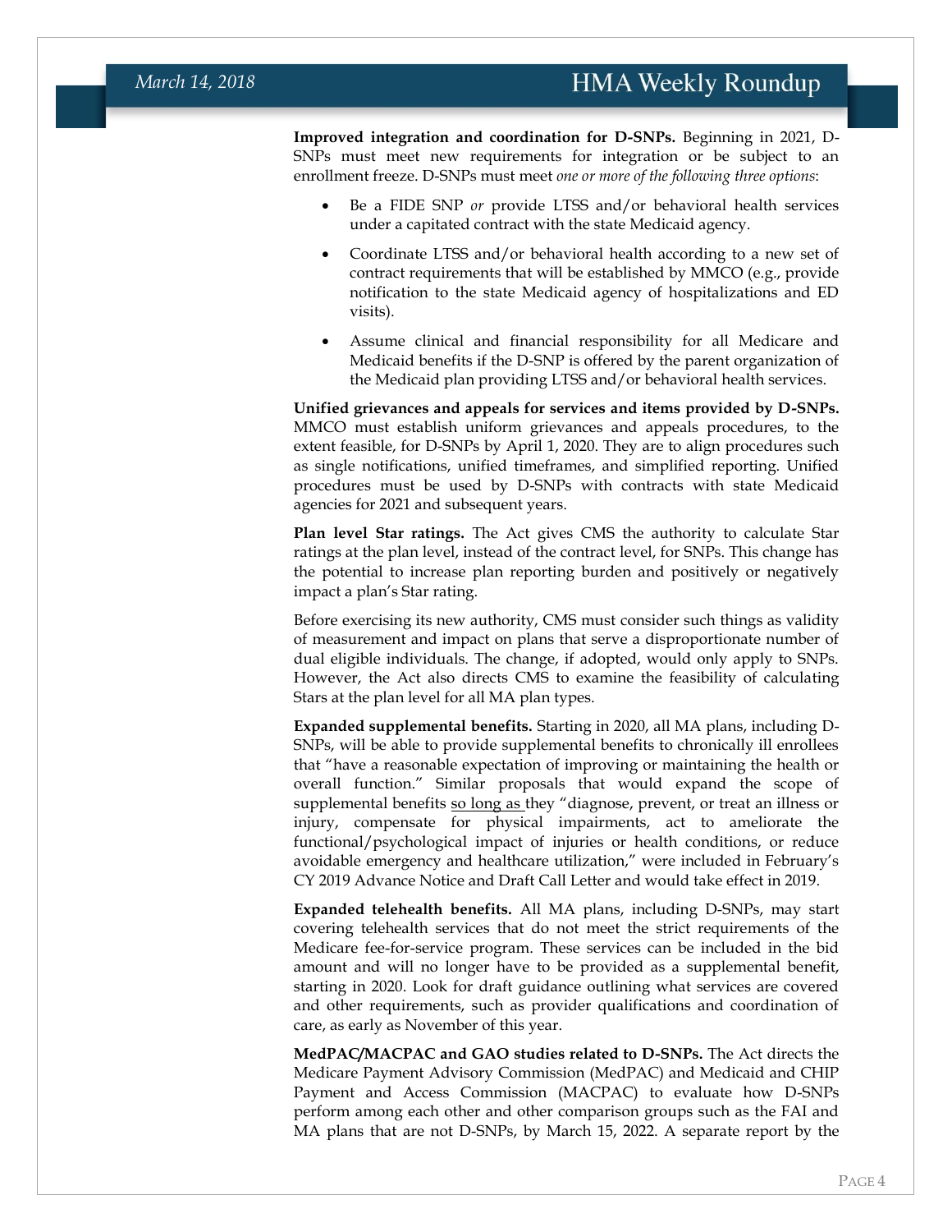**Improved integration and coordination for D-SNPs.** Beginning in 2021, D-SNPs must meet new requirements for integration or be subject to an enrollment freeze. D-SNPs must meet *one or more of the following three options*:

- Be a FIDE SNP *or* provide LTSS and/or behavioral health services under a capitated contract with the state Medicaid agency.
- Coordinate LTSS and/or behavioral health according to a new set of contract requirements that will be established by MMCO (e.g., provide notification to the state Medicaid agency of hospitalizations and ED visits).
- Assume clinical and financial responsibility for all Medicare and Medicaid benefits if the D-SNP is offered by the parent organization of the Medicaid plan providing LTSS and/or behavioral health services.

**Unified grievances and appeals for services and items provided by D-SNPs.** MMCO must establish uniform grievances and appeals procedures, to the extent feasible, for D-SNPs by April 1, 2020. They are to align procedures such as single notifications, unified timeframes, and simplified reporting. Unified procedures must be used by D-SNPs with contracts with state Medicaid agencies for 2021 and subsequent years.

**Plan level Star ratings.** The Act gives CMS the authority to calculate Star ratings at the plan level, instead of the contract level, for SNPs. This change has the potential to increase plan reporting burden and positively or negatively impact a plan's Star rating.

Before exercising its new authority, CMS must consider such things as validity of measurement and impact on plans that serve a disproportionate number of dual eligible individuals. The change, if adopted, would only apply to SNPs. However, the Act also directs CMS to examine the feasibility of calculating Stars at the plan level for all MA plan types.

**Expanded supplemental benefits.** Starting in 2020, all MA plans, including D-SNPs, will be able to provide supplemental benefits to chronically ill enrollees that "have a reasonable expectation of improving or maintaining the health or overall function." Similar proposals that would expand the scope of supplemental benefits so long as they "diagnose, prevent, or treat an illness or injury, compensate for physical impairments, act to ameliorate the functional/psychological impact of injuries or health conditions, or reduce avoidable emergency and healthcare utilization," were included in February's CY 2019 Advance Notice and Draft Call Letter and would take effect in 2019.

**Expanded telehealth benefits.** All MA plans, including D-SNPs, may start covering telehealth services that do not meet the strict requirements of the Medicare fee-for-service program. These services can be included in the bid amount and will no longer have to be provided as a supplemental benefit, starting in 2020. Look for draft guidance outlining what services are covered and other requirements, such as provider qualifications and coordination of care, as early as November of this year.

**MedPAC/MACPAC and GAO studies related to D-SNPs.** The Act directs the Medicare Payment Advisory Commission (MedPAC) and Medicaid and CHIP Payment and Access Commission (MACPAC) to evaluate how D-SNPs perform among each other and other comparison groups such as the FAI and MA plans that are not D-SNPs, by March 15, 2022. A separate report by the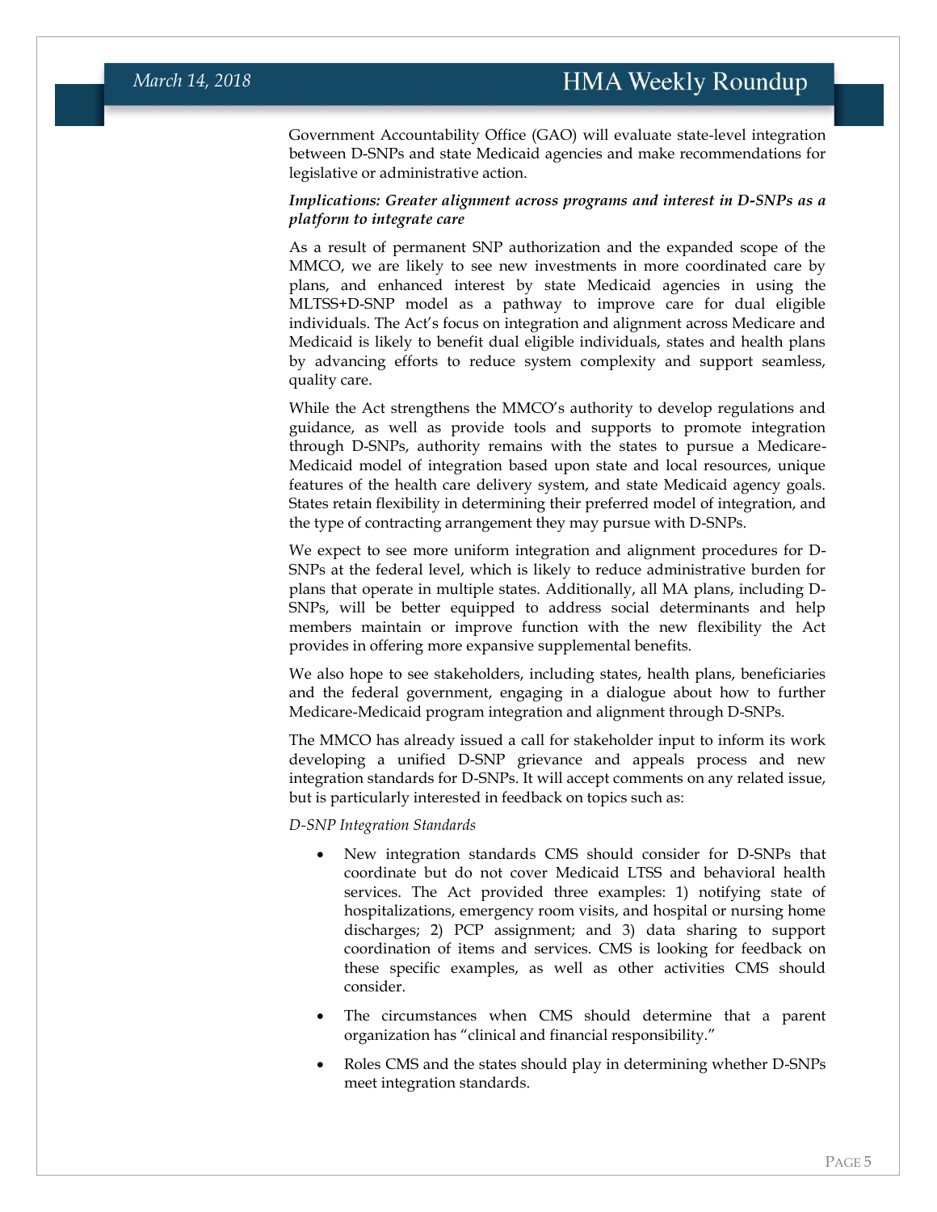Government Accountability Office (GAO) will evaluate state-level integration between D-SNPs and state Medicaid agencies and make recommendations for legislative or administrative action.

***Implications: Greater alignment across programs and interest in D-SNPs as a platform to integrate care***

As a result of permanent SNP authorization and the expanded scope of the MMCO, we are likely to see new investments in more coordinated care by plans, and enhanced interest by state Medicaid agencies in using the MLTSS+D-SNP model as a pathway to improve care for dual eligible individuals. The Act's focus on integration and alignment across Medicare and Medicaid is likely to benefit dual eligible individuals, states and health plans by advancing efforts to reduce system complexity and support seamless, quality care.

While the Act strengthens the MMCO's authority to develop regulations and guidance, as well as provide tools and supports to promote integration through D-SNPs, authority remains with the states to pursue a Medicare-Medicaid model of integration based upon state and local resources, unique features of the health care delivery system, and state Medicaid agency goals. States retain flexibility in determining their preferred model of integration, and the type of contracting arrangement they may pursue with D-SNPs.

We expect to see more uniform integration and alignment procedures for D-SNPs at the federal level, which is likely to reduce administrative burden for plans that operate in multiple states. Additionally, all MA plans, including D-SNPs, will be better equipped to address social determinants and help members maintain or improve function with the new flexibility the Act provides in offering more expansive supplemental benefits.

We also hope to see stakeholders, including states, health plans, beneficiaries and the federal government, engaging in a dialogue about how to further Medicare-Medicaid program integration and alignment through D-SNPs.

The MMCO has already issued a call for stakeholder input to inform its work developing a unified D-SNP grievance and appeals process and new integration standards for D-SNPs. It will accept comments on any related issue, but is particularly interested in feedback on topics such as:

*D-SNP Integration Standards*

- New integration standards CMS should consider for D-SNPs that coordinate but do not cover Medicaid LTSS and behavioral health services. The Act provided three examples: 1) notifying state of hospitalizations, emergency room visits, and hospital or nursing home discharges; 2) PCP assignment; and 3) data sharing to support coordination of items and services. CMS is looking for feedback on these specific examples, as well as other activities CMS should consider.
- The circumstances when CMS should determine that a parent organization has "clinical and financial responsibility."
- Roles CMS and the states should play in determining whether D-SNPs meet integration standards.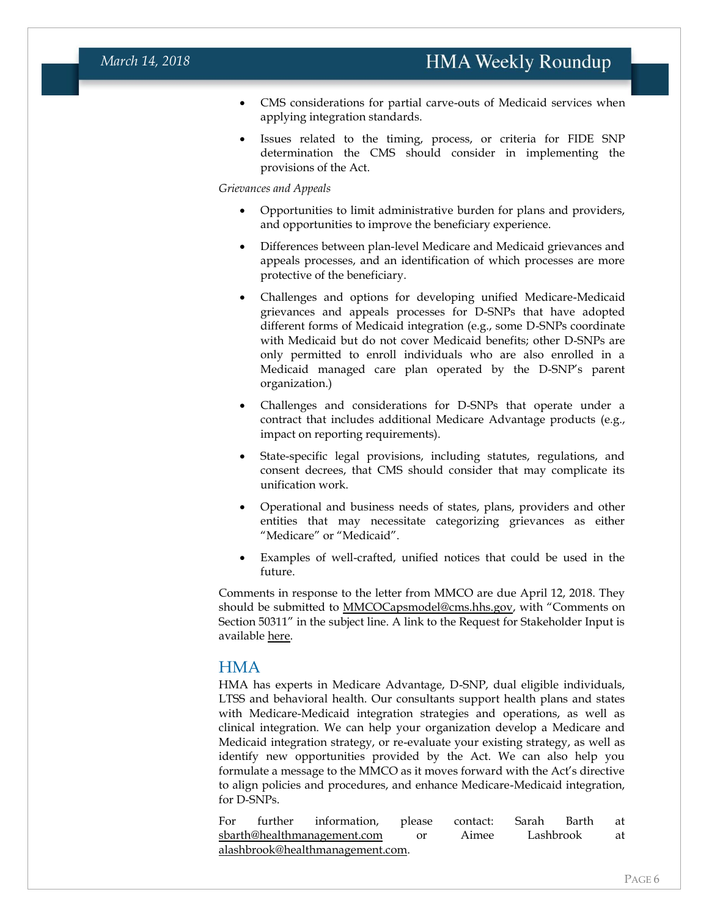- CMS considerations for partial carve-outs of Medicaid services when applying integration standards.
- Issues related to the timing, process, or criteria for FIDE SNP determination the CMS should consider in implementing the provisions of the Act.

*Grievances and Appeals*

- Opportunities to limit administrative burden for plans and providers, and opportunities to improve the beneficiary experience.
- Differences between plan-level Medicare and Medicaid grievances and appeals processes, and an identification of which processes are more protective of the beneficiary.
- Challenges and options for developing unified Medicare-Medicaid grievances and appeals processes for D-SNPs that have adopted different forms of Medicaid integration (e.g., some D-SNPs coordinate with Medicaid but do not cover Medicaid benefits; other D-SNPs are only permitted to enroll individuals who are also enrolled in a Medicaid managed care plan operated by the D-SNP's parent organization.)
- Challenges and considerations for D-SNPs that operate under a contract that includes additional Medicare Advantage products (e.g., impact on reporting requirements).
- State-specific legal provisions, including statutes, regulations, and consent decrees, that CMS should consider that may complicate its unification work.
- Operational and business needs of states, plans, providers and other entities that may necessitate categorizing grievances as either "Medicare" or "Medicaid".
- Examples of well-crafted, unified notices that could be used in the future.

Comments in response to the letter from MMCO are due April 12, 2018. They should be submitted to MMCOCapsmodel@cms.hhs.gov, with "Comments on Section 50311" in the subject line. A link to the Request for Stakeholder Input is available here.

## HMA

HMA has experts in Medicare Advantage, D-SNP, dual eligible individuals, LTSS and behavioral health. Our consultants support health plans and states with Medicare-Medicaid integration strategies and operations, as well as clinical integration. We can help your organization develop a Medicare and Medicaid integration strategy, or re-evaluate your existing strategy, as well as identify new opportunities provided by the Act. We can also help you formulate a message to the MMCO as it moves forward with the Act's directive to align policies and procedures, and enhance Medicare-Medicaid integration, for D-SNPs.

For further information, please contact: Sarah Barth at sbarth@healthmanagement.com or Aimee Lashbrook at alashbrook@healthmanagement.com.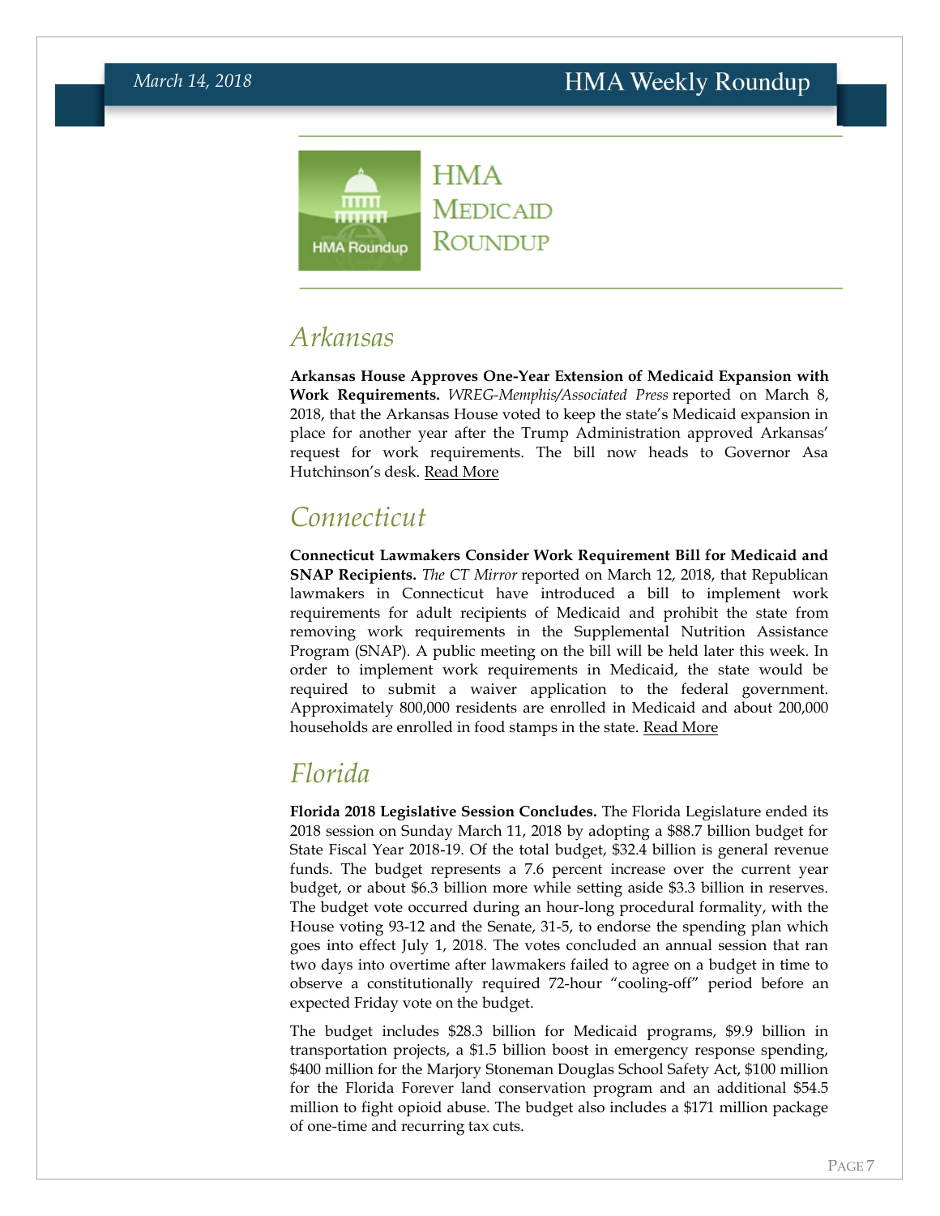# HMA Medicaid Roundup

## Arkansas

**Arkansas House Approves One-Year Extension of Medicaid Expansion with Work Requirements.** *WREG-Memphis/Associated Press* reported on March 8, 2018, that the Arkansas House voted to keep the state's Medicaid expansion in place for another year after the Trump Administration approved Arkansas' request for work requirements. The bill now heads to Governor Asa Hutchinson's desk. Read More

## Connecticut

**Connecticut Lawmakers Consider Work Requirement Bill for Medicaid and SNAP Recipients.** *The CT Mirror* reported on March 12, 2018, that Republican lawmakers in Connecticut have introduced a bill to implement work requirements for adult recipients of Medicaid and prohibit the state from removing work requirements in the Supplemental Nutrition Assistance Program (SNAP). A public meeting on the bill will be held later this week. In order to implement work requirements in Medicaid, the state would be required to submit a waiver application to the federal government. Approximately 800,000 residents are enrolled in Medicaid and about 200,000 households are enrolled in food stamps in the state. Read More

## Florida

**Florida 2018 Legislative Session Concludes.** The Florida Legislature ended its 2018 session on Sunday March 11, 2018 by adopting a $88.7 billion budget for State Fiscal Year 2018-19. Of the total budget, $32.4 billion is general revenue funds. The budget represents a 7.6 percent increase over the current year budget, or about $6.3 billion more while setting aside $3.3 billion in reserves. The budget vote occurred during an hour-long procedural formality, with the House voting 93-12 and the Senate, 31-5, to endorse the spending plan which goes into effect July 1, 2018. The votes concluded an annual session that ran two days into overtime after lawmakers failed to agree on a budget in time to observe a constitutionally required 72-hour "cooling-off" period before an expected Friday vote on the budget.

The budget includes $28.3 billion for Medicaid programs, $9.9 billion in transportation projects, a $1.5 billion boost in emergency response spending, $400 million for the Marjory Stoneman Douglas School Safety Act, $100 million for the Florida Forever land conservation program and an additional $54.5 million to fight opioid abuse. The budget also includes a $171 million package of one-time and recurring tax cuts.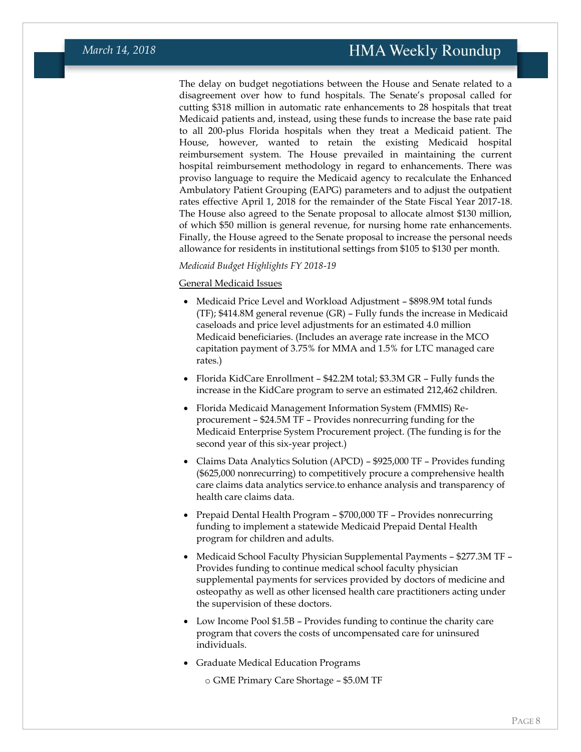The delay on budget negotiations between the House and Senate related to a disagreement over how to fund hospitals. The Senate's proposal called for cutting $318 million in automatic rate enhancements to 28 hospitals that treat Medicaid patients and, instead, using these funds to increase the base rate paid to all 200-plus Florida hospitals when they treat a Medicaid patient. The House, however, wanted to retain the existing Medicaid hospital reimbursement system. The House prevailed in maintaining the current hospital reimbursement methodology in regard to enhancements. There was proviso language to require the Medicaid agency to recalculate the Enhanced Ambulatory Patient Grouping (EAPG) parameters and to adjust the outpatient rates effective April 1, 2018 for the remainder of the State Fiscal Year 2017-18. The House also agreed to the Senate proposal to allocate almost $130 million, of which $50 million is general revenue, for nursing home rate enhancements. Finally, the House agreed to the Senate proposal to increase the personal needs allowance for residents in institutional settings from $105 to $130 per month.

*Medicaid Budget Highlights FY 2018-19*

<u>General Medicaid Issues</u>

- Medicaid Price Level and Workload Adjustment – $898.9M total funds (TF); $414.8M general revenue (GR) – Fully funds the increase in Medicaid caseloads and price level adjustments for an estimated 4.0 million Medicaid beneficiaries. (Includes an average rate increase in the MCO capitation payment of 3.75% for MMA and 1.5% for LTC managed care rates.)
- Florida KidCare Enrollment – $42.2M total; $3.3M GR – Fully funds the increase in the KidCare program to serve an estimated 212,462 children.
- Florida Medicaid Management Information System (FMMIS) Re-procurement – $24.5M TF – Provides nonrecurring funding for the Medicaid Enterprise System Procurement project. (The funding is for the second year of this six-year project.)
- Claims Data Analytics Solution (APCD) – $925,000 TF – Provides funding ($625,000 nonrecurring) to competitively procure a comprehensive health care claims data analytics service.to enhance analysis and transparency of health care claims data.
- Prepaid Dental Health Program – $700,000 TF – Provides nonrecurring funding to implement a statewide Medicaid Prepaid Dental Health program for children and adults.
- Medicaid School Faculty Physician Supplemental Payments – $277.3M TF – Provides funding to continue medical school faculty physician supplemental payments for services provided by doctors of medicine and osteopathy as well as other licensed health care practitioners acting under the supervision of these doctors.
- Low Income Pool $1.5B – Provides funding to continue the charity care program that covers the costs of uncompensated care for uninsured individuals.
- Graduate Medical Education Programs
    - GME Primary Care Shortage – $5.0M TF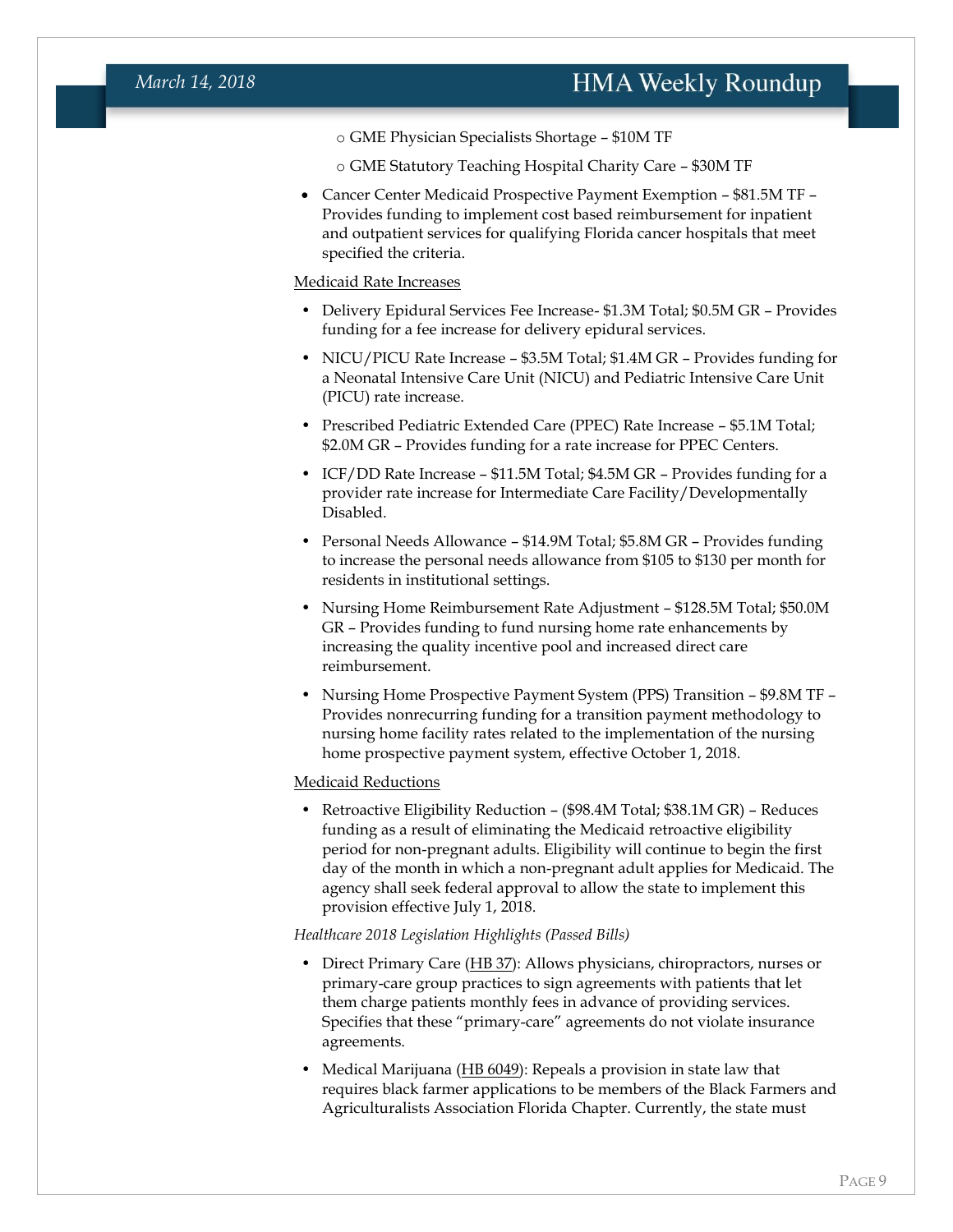- GME Physician Specialists Shortage – $10M TF
- GME Statutory Teaching Hospital Charity Care – $30M TF

- Cancer Center Medicaid Prospective Payment Exemption – $81.5M TF – Provides funding to implement cost based reimbursement for inpatient and outpatient services for qualifying Florida cancer hospitals that meet specified the criteria.

<u>Medicaid Rate Increases</u>

- Delivery Epidural Services Fee Increase- $1.3M Total; $0.5M GR – Provides funding for a fee increase for delivery epidural services.
- NICU/PICU Rate Increase – $3.5M Total; $1.4M GR – Provides funding for a Neonatal Intensive Care Unit (NICU) and Pediatric Intensive Care Unit (PICU) rate increase.
- Prescribed Pediatric Extended Care (PPEC) Rate Increase – $5.1M Total; $2.0M GR – Provides funding for a rate increase for PPEC Centers.
- ICF/DD Rate Increase – $11.5M Total; $4.5M GR – Provides funding for a provider rate increase for Intermediate Care Facility/Developmentally Disabled.
- Personal Needs Allowance – $14.9M Total; $5.8M GR – Provides funding to increase the personal needs allowance from $105 to $130 per month for residents in institutional settings.
- Nursing Home Reimbursement Rate Adjustment – $128.5M Total; $50.0M GR – Provides funding to fund nursing home rate enhancements by increasing the quality incentive pool and increased direct care reimbursement.
- Nursing Home Prospective Payment System (PPS) Transition – $9.8M TF – Provides nonrecurring funding for a transition payment methodology to nursing home facility rates related to the implementation of the nursing home prospective payment system, effective October 1, 2018.

<u>Medicaid Reductions</u>

- Retroactive Eligibility Reduction – ($98.4M Total; $38.1M GR) – Reduces funding as a result of eliminating the Medicaid retroactive eligibility period for non-pregnant adults. Eligibility will continue to begin the first day of the month in which a non-pregnant adult applies for Medicaid. The agency shall seek federal approval to allow the state to implement this provision effective July 1, 2018.

*Healthcare 2018 Legislation Highlights (Passed Bills)*

- Direct Primary Care (<u>HB 37</u>): Allows physicians, chiropractors, nurses or primary-care group practices to sign agreements with patients that let them charge patients monthly fees in advance of providing services. Specifies that these "primary-care" agreements do not violate insurance agreements.
- Medical Marijuana (<u>HB 6049</u>): Repeals a provision in state law that requires black farmer applications to be members of the Black Farmers and Agriculturalists Association Florida Chapter. Currently, the state must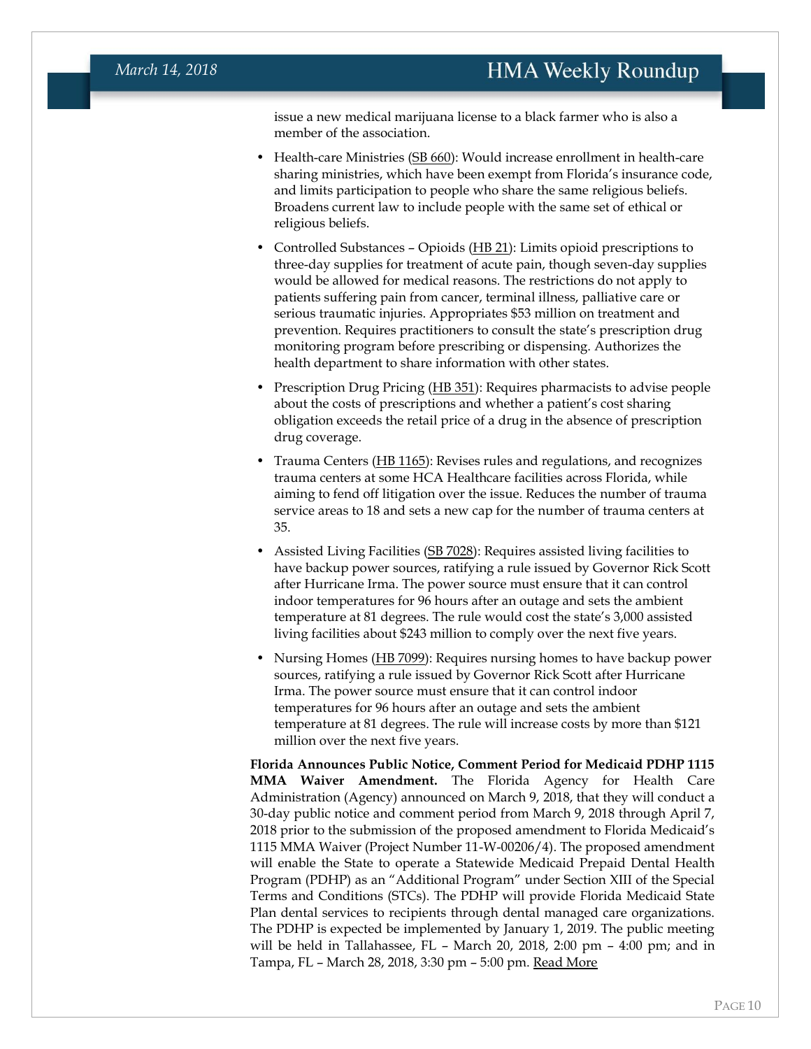issue a new medical marijuana license to a black farmer who is also a member of the association.

- Health-care Ministries (SB 660): Would increase enrollment in health-care sharing ministries, which have been exempt from Florida's insurance code, and limits participation to people who share the same religious beliefs. Broadens current law to include people with the same set of ethical or religious beliefs.
- Controlled Substances – Opioids (HB 21): Limits opioid prescriptions to three-day supplies for treatment of acute pain, though seven-day supplies would be allowed for medical reasons. The restrictions do not apply to patients suffering pain from cancer, terminal illness, palliative care or serious traumatic injuries. Appropriates $53 million on treatment and prevention. Requires practitioners to consult the state's prescription drug monitoring program before prescribing or dispensing. Authorizes the health department to share information with other states.
- Prescription Drug Pricing (HB 351): Requires pharmacists to advise people about the costs of prescriptions and whether a patient's cost sharing obligation exceeds the retail price of a drug in the absence of prescription drug coverage.
- Trauma Centers (HB 1165): Revises rules and regulations, and recognizes trauma centers at some HCA Healthcare facilities across Florida, while aiming to fend off litigation over the issue. Reduces the number of trauma service areas to 18 and sets a new cap for the number of trauma centers at 35.
- Assisted Living Facilities (SB 7028): Requires assisted living facilities to have backup power sources, ratifying a rule issued by Governor Rick Scott after Hurricane Irma. The power source must ensure that it can control indoor temperatures for 96 hours after an outage and sets the ambient temperature at 81 degrees. The rule would cost the state's 3,000 assisted living facilities about $243 million to comply over the next five years.
- Nursing Homes (HB 7099): Requires nursing homes to have backup power sources, ratifying a rule issued by Governor Rick Scott after Hurricane Irma. The power source must ensure that it can control indoor temperatures for 96 hours after an outage and sets the ambient temperature at 81 degrees. The rule will increase costs by more than $121 million over the next five years.

**Florida Announces Public Notice, Comment Period for Medicaid PDHP 1115 MMA Waiver Amendment.** The Florida Agency for Health Care Administration (Agency) announced on March 9, 2018, that they will conduct a 30-day public notice and comment period from March 9, 2018 through April 7, 2018 prior to the submission of the proposed amendment to Florida Medicaid's 1115 MMA Waiver (Project Number 11-W-00206/4). The proposed amendment will enable the State to operate a Statewide Medicaid Prepaid Dental Health Program (PDHP) as an "Additional Program" under Section XIII of the Special Terms and Conditions (STCs). The PDHP will provide Florida Medicaid State Plan dental services to recipients through dental managed care organizations. The PDHP is expected be implemented by January 1, 2019. The public meeting will be held in Tallahassee, FL – March 20, 2018, 2:00 pm – 4:00 pm; and in Tampa, FL – March 28, 2018, 3:30 pm – 5:00 pm. Read More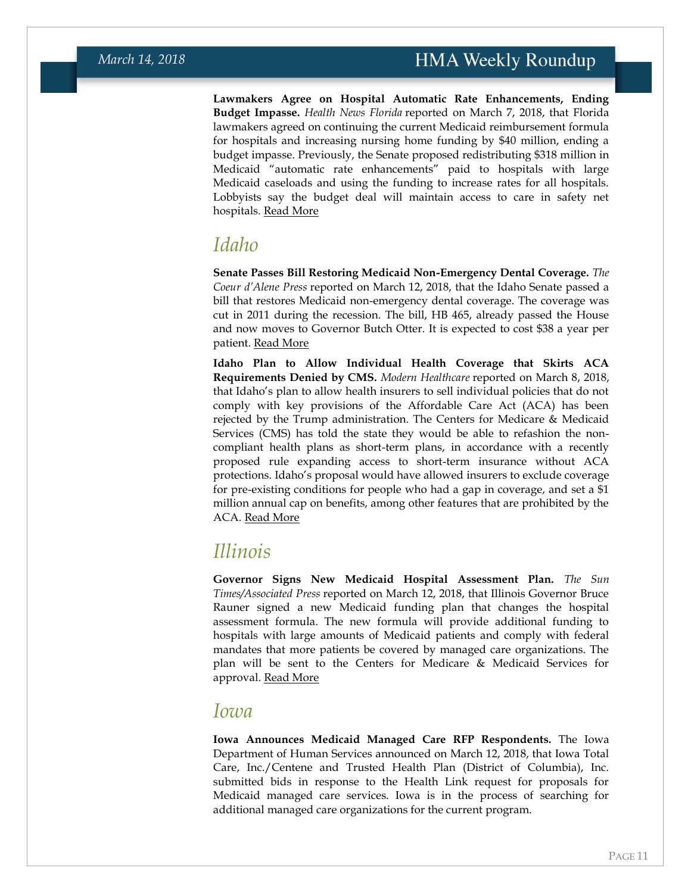**Lawmakers Agree on Hospital Automatic Rate Enhancements, Ending Budget Impasse.** *Health News Florida* reported on March 7, 2018, that Florida lawmakers agreed on continuing the current Medicaid reimbursement formula for hospitals and increasing nursing home funding by $40 million, ending a budget impasse. Previously, the Senate proposed redistributing $318 million in Medicaid "automatic rate enhancements" paid to hospitals with large Medicaid caseloads and using the funding to increase rates for all hospitals. Lobbyists say the budget deal will maintain access to care in safety net hospitals. Read More

## Idaho

**Senate Passes Bill Restoring Medicaid Non-Emergency Dental Coverage.** *The Coeur d'Alene Press* reported on March 12, 2018, that the Idaho Senate passed a bill that restores Medicaid non-emergency dental coverage. The coverage was cut in 2011 during the recession. The bill, HB 465, already passed the House and now moves to Governor Butch Otter. It is expected to cost $38 a year per patient. Read More

**Idaho Plan to Allow Individual Health Coverage that Skirts ACA Requirements Denied by CMS.** *Modern Healthcare* reported on March 8, 2018, that Idaho's plan to allow health insurers to sell individual policies that do not comply with key provisions of the Affordable Care Act (ACA) has been rejected by the Trump administration. The Centers for Medicare & Medicaid Services (CMS) has told the state they would be able to refashion the non-compliant health plans as short-term plans, in accordance with a recently proposed rule expanding access to short-term insurance without ACA protections. Idaho's proposal would have allowed insurers to exclude coverage for pre-existing conditions for people who had a gap in coverage, and set a $1 million annual cap on benefits, among other features that are prohibited by the ACA. Read More

## Illinois

**Governor Signs New Medicaid Hospital Assessment Plan.** *The Sun Times/Associated Press* reported on March 12, 2018, that Illinois Governor Bruce Rauner signed a new Medicaid funding plan that changes the hospital assessment formula. The new formula will provide additional funding to hospitals with large amounts of Medicaid patients and comply with federal mandates that more patients be covered by managed care organizations. The plan will be sent to the Centers for Medicare & Medicaid Services for approval. Read More

## Iowa

**Iowa Announces Medicaid Managed Care RFP Respondents.** The Iowa Department of Human Services announced on March 12, 2018, that Iowa Total Care, Inc./Centene and Trusted Health Plan (District of Columbia), Inc. submitted bids in response to the Health Link request for proposals for Medicaid managed care services. Iowa is in the process of searching for additional managed care organizations for the current program.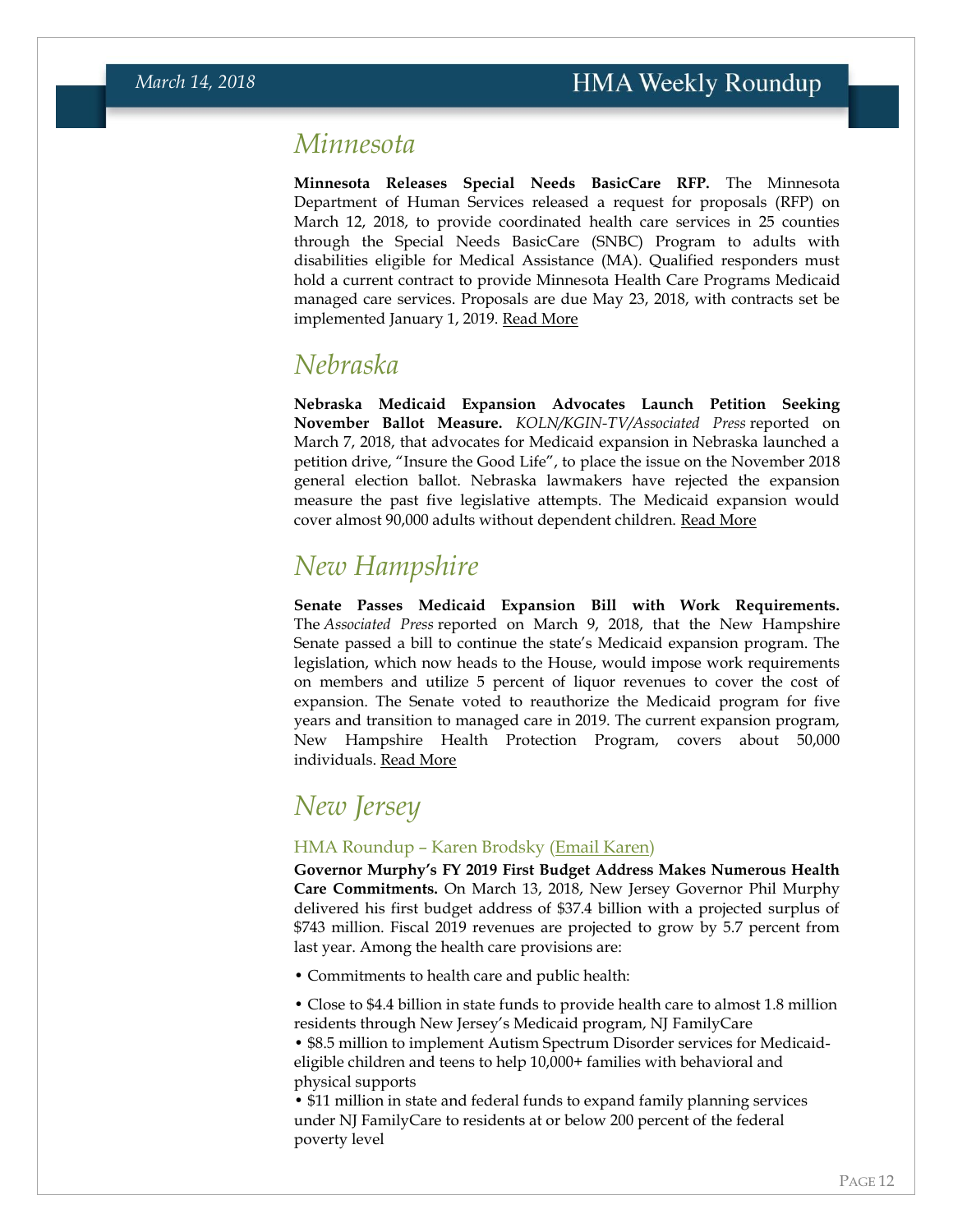## Minnesota

**Minnesota Releases Special Needs BasicCare RFP.** The Minnesota Department of Human Services released a request for proposals (RFP) on March 12, 2018, to provide coordinated health care services in 25 counties through the Special Needs BasicCare (SNBC) Program to adults with disabilities eligible for Medical Assistance (MA). Qualified responders must hold a current contract to provide Minnesota Health Care Programs Medicaid managed care services. Proposals are due May 23, 2018, with contracts set be implemented January 1, 2019. Read More

## Nebraska

**Nebraska Medicaid Expansion Advocates Launch Petition Seeking November Ballot Measure.** *KOLN/KGIN-TV/Associated Press* reported on March 7, 2018, that advocates for Medicaid expansion in Nebraska launched a petition drive, "Insure the Good Life", to place the issue on the November 2018 general election ballot. Nebraska lawmakers have rejected the expansion measure the past five legislative attempts. The Medicaid expansion would cover almost 90,000 adults without dependent children. Read More

## New Hampshire

**Senate Passes Medicaid Expansion Bill with Work Requirements.** The *Associated Press* reported on March 9, 2018, that the New Hampshire Senate passed a bill to continue the state's Medicaid expansion program. The legislation, which now heads to the House, would impose work requirements on members and utilize 5 percent of liquor revenues to cover the cost of expansion. The Senate voted to reauthorize the Medicaid program for five years and transition to managed care in 2019. The current expansion program, New Hampshire Health Protection Program, covers about 50,000 individuals. Read More

## New Jersey

### HMA Roundup – Karen Brodsky (Email Karen)

**Governor Murphy's FY 2019 First Budget Address Makes Numerous Health Care Commitments.** On March 13, 2018, New Jersey Governor Phil Murphy delivered his first budget address of $37.4 billion with a projected surplus of $743 million. Fiscal 2019 revenues are projected to grow by 5.7 percent from last year. Among the health care provisions are:

- Commitments to health care and public health:

- Close to $4.4 billion in state funds to provide health care to almost 1.8 million residents through New Jersey's Medicaid program, NJ FamilyCare
- $8.5 million to implement Autism Spectrum Disorder services for Medicaid-eligible children and teens to help 10,000+ families with behavioral and physical supports
- $11 million in state and federal funds to expand family planning services under NJ FamilyCare to residents at or below 200 percent of the federal poverty level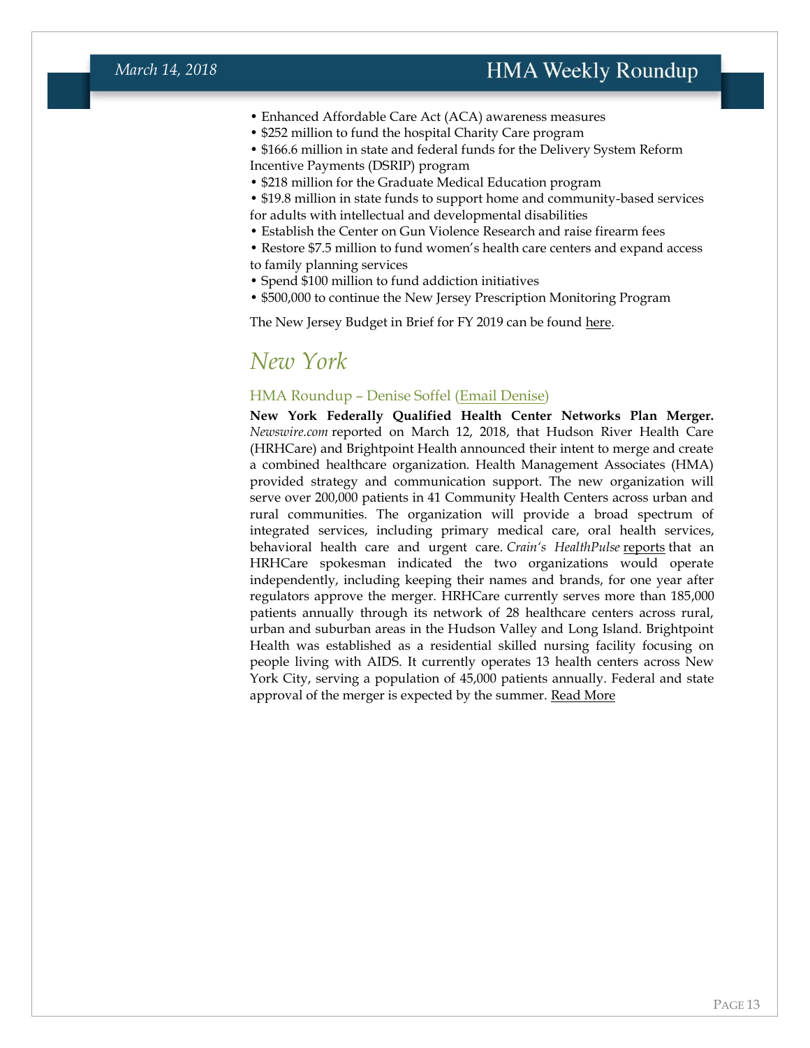- Enhanced Affordable Care Act (ACA) awareness measures
- $252 million to fund the hospital Charity Care program
- $166.6 million in state and federal funds for the Delivery System Reform Incentive Payments (DSRIP) program
- $218 million for the Graduate Medical Education program
- $19.8 million in state funds to support home and community-based services for adults with intellectual and developmental disabilities
- Establish the Center on Gun Violence Research and raise firearm fees
- Restore $7.5 million to fund women's health care centers and expand access to family planning services
- Spend $100 million to fund addiction initiatives
- $500,000 to continue the New Jersey Prescription Monitoring Program

The New Jersey Budget in Brief for FY 2019 can be found here.

# *New York*

### HMA Roundup – Denise Soffel (Email Denise)

**New York Federally Qualified Health Center Networks Plan Merger.** *Newswire.com* reported on March 12, 2018, that Hudson River Health Care (HRHCare) and Brightpoint Health announced their intent to merge and create a combined healthcare organization. Health Management Associates (HMA) provided strategy and communication support. The new organization will serve over 200,000 patients in 41 Community Health Centers across urban and rural communities. The organization will provide a broad spectrum of integrated services, including primary medical care, oral health services, behavioral health care and urgent care. *Crain's HealthPulse* reports that an HRHCare spokesman indicated the two organizations would operate independently, including keeping their names and brands, for one year after regulators approve the merger. HRHCare currently serves more than 185,000 patients annually through its network of 28 healthcare centers across rural, urban and suburban areas in the Hudson Valley and Long Island. Brightpoint Health was established as a residential skilled nursing facility focusing on people living with AIDS. It currently operates 13 health centers across New York City, serving a population of 45,000 patients annually. Federal and state approval of the merger is expected by the summer. Read More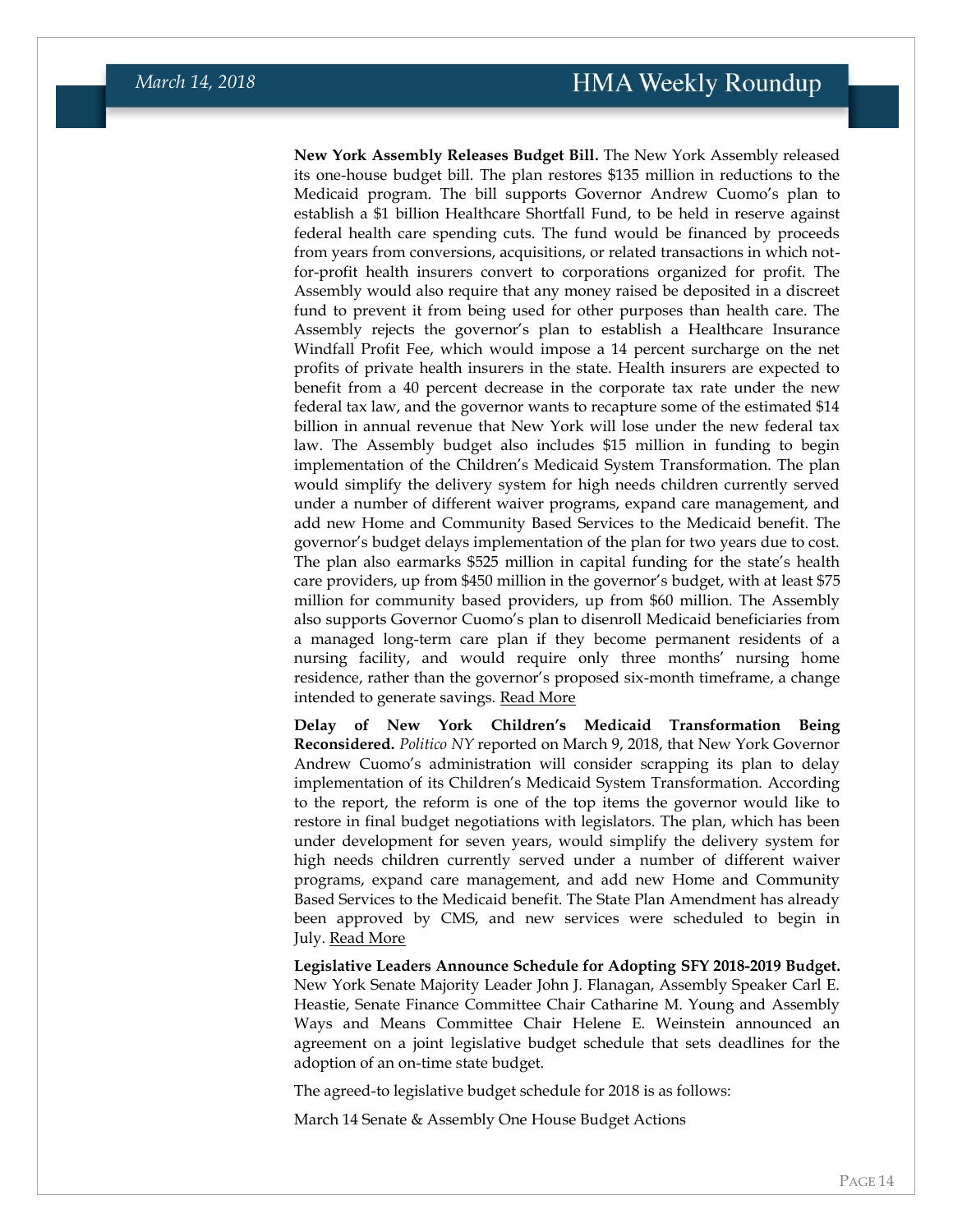**New York Assembly Releases Budget Bill.** The New York Assembly released its one-house budget bill. The plan restores $135 million in reductions to the Medicaid program. The bill supports Governor Andrew Cuomo's plan to establish a $1 billion Healthcare Shortfall Fund, to be held in reserve against federal health care spending cuts. The fund would be financed by proceeds from years from conversions, acquisitions, or related transactions in which not-for-profit health insurers convert to corporations organized for profit. The Assembly would also require that any money raised be deposited in a discreet fund to prevent it from being used for other purposes than health care. The Assembly rejects the governor's plan to establish a Healthcare Insurance Windfall Profit Fee, which would impose a 14 percent surcharge on the net profits of private health insurers in the state. Health insurers are expected to benefit from a 40 percent decrease in the corporate tax rate under the new federal tax law, and the governor wants to recapture some of the estimated $14 billion in annual revenue that New York will lose under the new federal tax law. The Assembly budget also includes $15 million in funding to begin implementation of the Children's Medicaid System Transformation. The plan would simplify the delivery system for high needs children currently served under a number of different waiver programs, expand care management, and add new Home and Community Based Services to the Medicaid benefit. The governor's budget delays implementation of the plan for two years due to cost. The plan also earmarks $525 million in capital funding for the state's health care providers, up from $450 million in the governor's budget, with at least $75 million for community based providers, up from $60 million. The Assembly also supports Governor Cuomo's plan to disenroll Medicaid beneficiaries from a managed long-term care plan if they become permanent residents of a nursing facility, and would require only three months' nursing home residence, rather than the governor's proposed six-month timeframe, a change intended to generate savings. Read More

**Delay of New York Children's Medicaid Transformation Being Reconsidered.** *Politico NY* reported on March 9, 2018, that New York Governor Andrew Cuomo's administration will consider scrapping its plan to delay implementation of its Children's Medicaid System Transformation. According to the report, the reform is one of the top items the governor would like to restore in final budget negotiations with legislators. The plan, which has been under development for seven years, would simplify the delivery system for high needs children currently served under a number of different waiver programs, expand care management, and add new Home and Community Based Services to the Medicaid benefit. The State Plan Amendment has already been approved by CMS, and new services were scheduled to begin in July. Read More

**Legislative Leaders Announce Schedule for Adopting SFY 2018-2019 Budget.** New York Senate Majority Leader John J. Flanagan, Assembly Speaker Carl E. Heastie, Senate Finance Committee Chair Catharine M. Young and Assembly Ways and Means Committee Chair Helene E. Weinstein announced an agreement on a joint legislative budget schedule that sets deadlines for the adoption of an on-time state budget.

The agreed-to legislative budget schedule for 2018 is as follows:

March 14 Senate & Assembly One House Budget Actions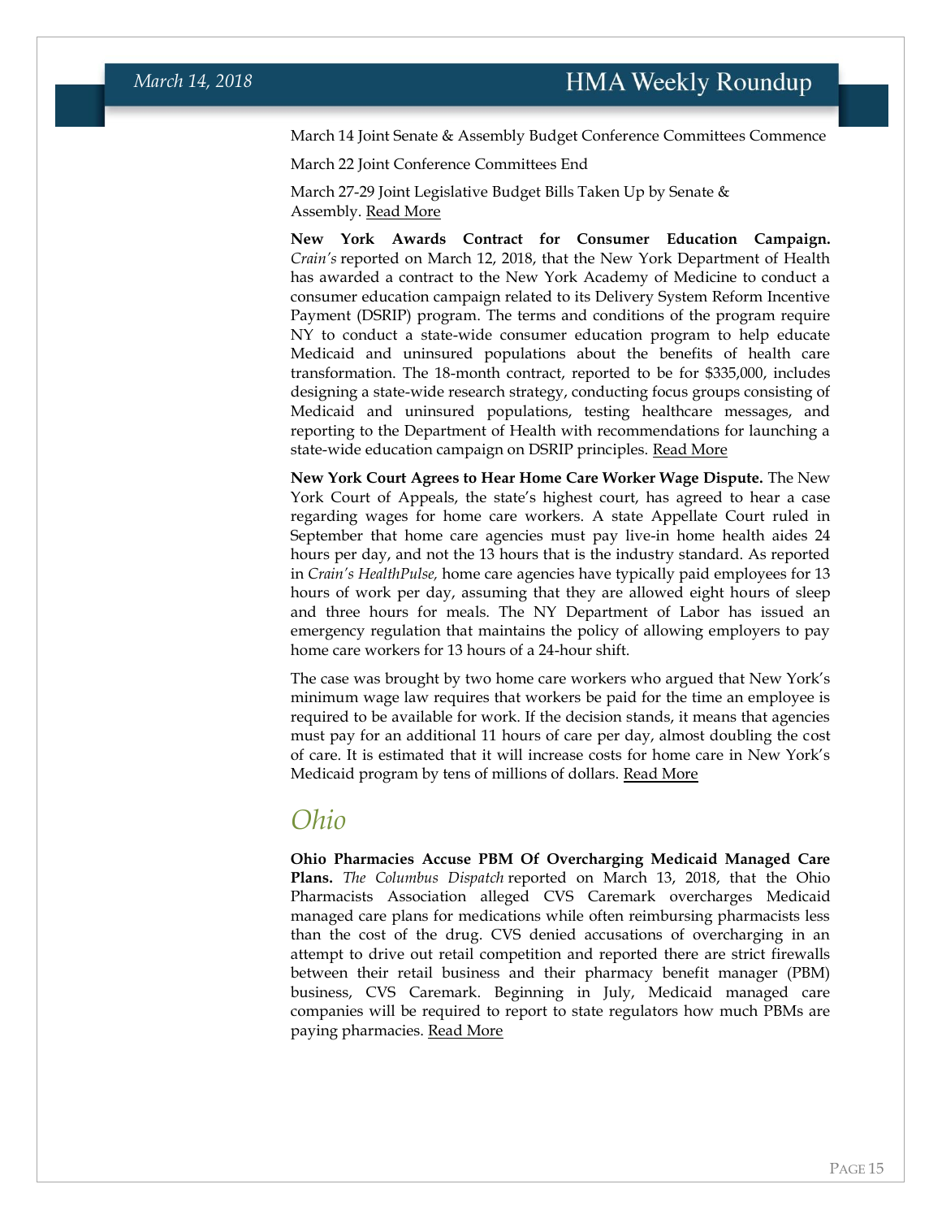March 14 Joint Senate & Assembly Budget Conference Committees Commence

March 22 Joint Conference Committees End

March 27-29 Joint Legislative Budget Bills Taken Up by Senate & Assembly. Read More

**New York Awards Contract for Consumer Education Campaign.** *Crain's* reported on March 12, 2018, that the New York Department of Health has awarded a contract to the New York Academy of Medicine to conduct a consumer education campaign related to its Delivery System Reform Incentive Payment (DSRIP) program. The terms and conditions of the program require NY to conduct a state-wide consumer education program to help educate Medicaid and uninsured populations about the benefits of health care transformation. The 18-month contract, reported to be for $335,000, includes designing a state-wide research strategy, conducting focus groups consisting of Medicaid and uninsured populations, testing healthcare messages, and reporting to the Department of Health with recommendations for launching a state-wide education campaign on DSRIP principles. Read More

**New York Court Agrees to Hear Home Care Worker Wage Dispute.** The New York Court of Appeals, the state's highest court, has agreed to hear a case regarding wages for home care workers. A state Appellate Court ruled in September that home care agencies must pay live-in home health aides 24 hours per day, and not the 13 hours that is the industry standard. As reported in *Crain's HealthPulse,* home care agencies have typically paid employees for 13 hours of work per day, assuming that they are allowed eight hours of sleep and three hours for meals. The NY Department of Labor has issued an emergency regulation that maintains the policy of allowing employers to pay home care workers for 13 hours of a 24-hour shift.

The case was brought by two home care workers who argued that New York's minimum wage law requires that workers be paid for the time an employee is required to be available for work. If the decision stands, it means that agencies must pay for an additional 11 hours of care per day, almost doubling the cost of care. It is estimated that it will increase costs for home care in New York's Medicaid program by tens of millions of dollars. Read More

## *Ohio*

**Ohio Pharmacies Accuse PBM Of Overcharging Medicaid Managed Care Plans.** *The Columbus Dispatch* reported on March 13, 2018, that the Ohio Pharmacists Association alleged CVS Caremark overcharges Medicaid managed care plans for medications while often reimbursing pharmacists less than the cost of the drug. CVS denied accusations of overcharging in an attempt to drive out retail competition and reported there are strict firewalls between their retail business and their pharmacy benefit manager (PBM) business, CVS Caremark. Beginning in July, Medicaid managed care companies will be required to report to state regulators how much PBMs are paying pharmacies. Read More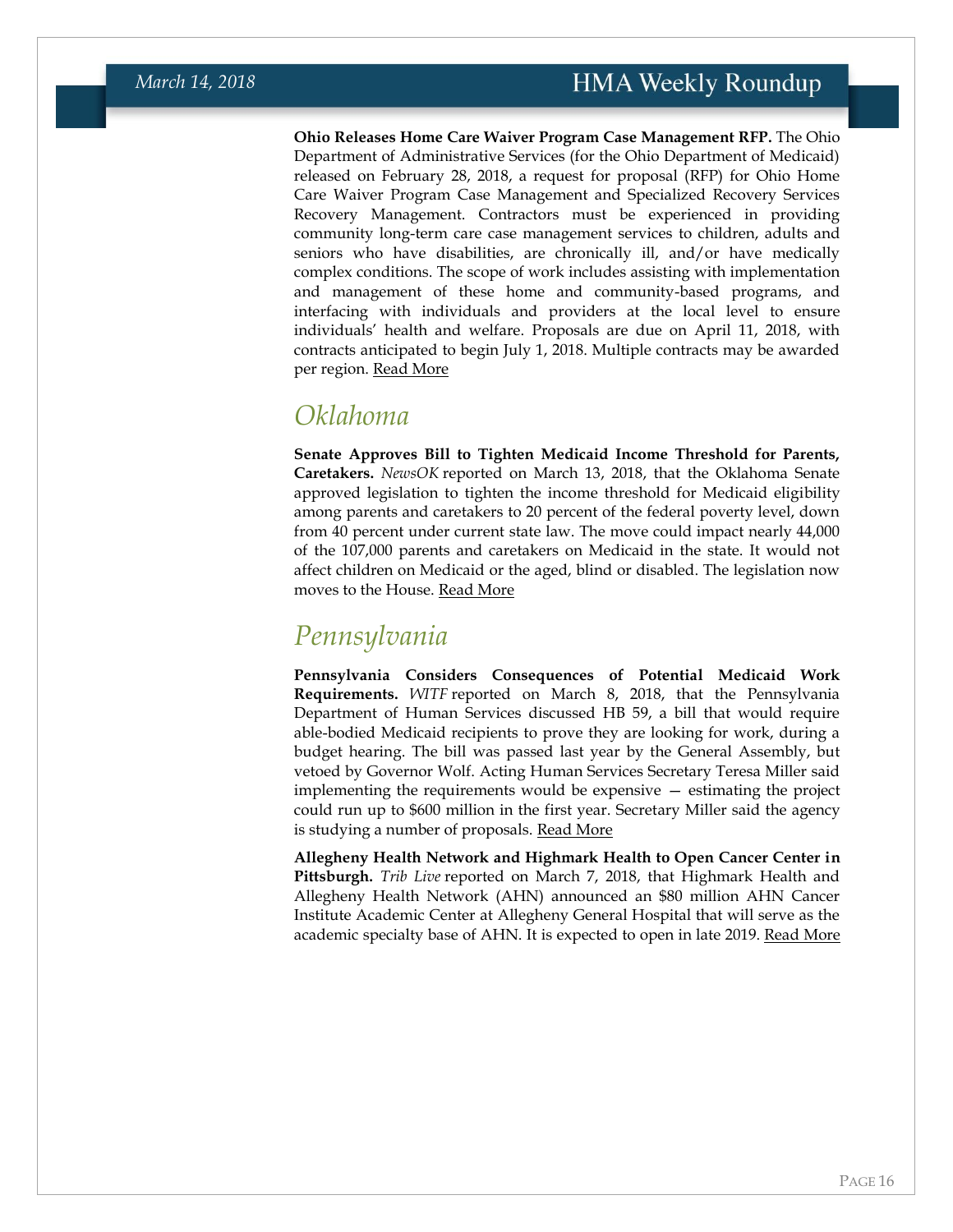**Ohio Releases Home Care Waiver Program Case Management RFP.** The Ohio Department of Administrative Services (for the Ohio Department of Medicaid) released on February 28, 2018, a request for proposal (RFP) for Ohio Home Care Waiver Program Case Management and Specialized Recovery Services Recovery Management. Contractors must be experienced in providing community long-term care case management services to children, adults and seniors who have disabilities, are chronically ill, and/or have medically complex conditions. The scope of work includes assisting with implementation and management of these home and community-based programs, and interfacing with individuals and providers at the local level to ensure individuals' health and welfare. Proposals are due on April 11, 2018, with contracts anticipated to begin July 1, 2018. Multiple contracts may be awarded per region. Read More

## *Oklahoma*

**Senate Approves Bill to Tighten Medicaid Income Threshold for Parents, Caretakers.** *NewsOK* reported on March 13, 2018, that the Oklahoma Senate approved legislation to tighten the income threshold for Medicaid eligibility among parents and caretakers to 20 percent of the federal poverty level, down from 40 percent under current state law. The move could impact nearly 44,000 of the 107,000 parents and caretakers on Medicaid in the state. It would not affect children on Medicaid or the aged, blind or disabled. The legislation now moves to the House. Read More

## *Pennsylvania*

**Pennsylvania Considers Consequences of Potential Medicaid Work Requirements.** *WITF* reported on March 8, 2018, that the Pennsylvania Department of Human Services discussed HB 59, a bill that would require able-bodied Medicaid recipients to prove they are looking for work, during a budget hearing. The bill was passed last year by the General Assembly, but vetoed by Governor Wolf. Acting Human Services Secretary Teresa Miller said implementing the requirements would be expensive — estimating the project could run up to $600 million in the first year. Secretary Miller said the agency is studying a number of proposals. Read More

**Allegheny Health Network and Highmark Health to Open Cancer Center in Pittsburgh.** *Trib Live* reported on March 7, 2018, that Highmark Health and Allegheny Health Network (AHN) announced an $80 million AHN Cancer Institute Academic Center at Allegheny General Hospital that will serve as the academic specialty base of AHN. It is expected to open in late 2019. Read More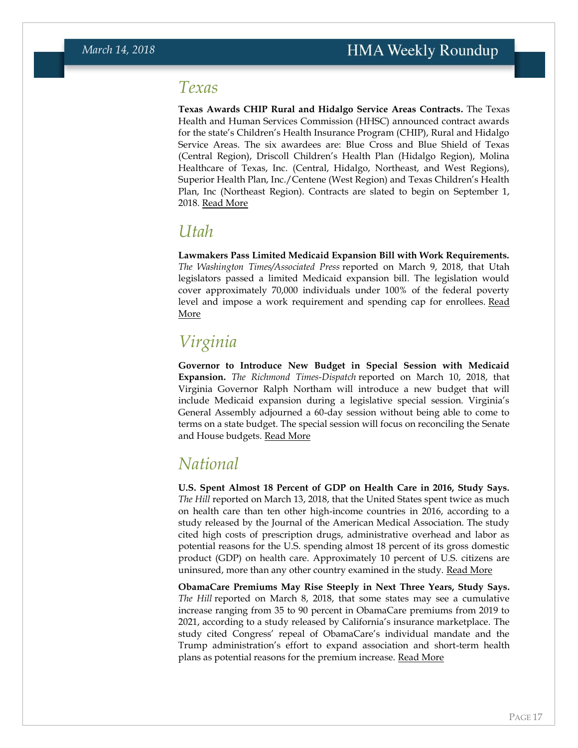## Texas

**Texas Awards CHIP Rural and Hidalgo Service Areas Contracts.** The Texas Health and Human Services Commission (HHSC) announced contract awards for the state's Children's Health Insurance Program (CHIP), Rural and Hidalgo Service Areas. The six awardees are: Blue Cross and Blue Shield of Texas (Central Region), Driscoll Children's Health Plan (Hidalgo Region), Molina Healthcare of Texas, Inc. (Central, Hidalgo, Northeast, and West Regions), Superior Health Plan, Inc./Centene (West Region) and Texas Children's Health Plan, Inc (Northeast Region). Contracts are slated to begin on September 1, 2018. Read More

## Utah

**Lawmakers Pass Limited Medicaid Expansion Bill with Work Requirements.** *The Washington Times/Associated Press* reported on March 9, 2018, that Utah legislators passed a limited Medicaid expansion bill. The legislation would cover approximately 70,000 individuals under 100% of the federal poverty level and impose a work requirement and spending cap for enrollees. Read More

## Virginia

**Governor to Introduce New Budget in Special Session with Medicaid Expansion.** *The Richmond Times-Dispatch* reported on March 10, 2018, that Virginia Governor Ralph Northam will introduce a new budget that will include Medicaid expansion during a legislative special session. Virginia's General Assembly adjourned a 60-day session without being able to come to terms on a state budget. The special session will focus on reconciling the Senate and House budgets. Read More

## National

**U.S. Spent Almost 18 Percent of GDP on Health Care in 2016, Study Says.** *The Hill* reported on March 13, 2018, that the United States spent twice as much on health care than ten other high-income countries in 2016, according to a study released by the Journal of the American Medical Association. The study cited high costs of prescription drugs, administrative overhead and labor as potential reasons for the U.S. spending almost 18 percent of its gross domestic product (GDP) on health care. Approximately 10 percent of U.S. citizens are uninsured, more than any other country examined in the study. Read More

**ObamaCare Premiums May Rise Steeply in Next Three Years, Study Says.** *The Hill* reported on March 8, 2018, that some states may see a cumulative increase ranging from 35 to 90 percent in ObamaCare premiums from 2019 to 2021, according to a study released by California's insurance marketplace. The study cited Congress' repeal of ObamaCare's individual mandate and the Trump administration's effort to expand association and short-term health plans as potential reasons for the premium increase. Read More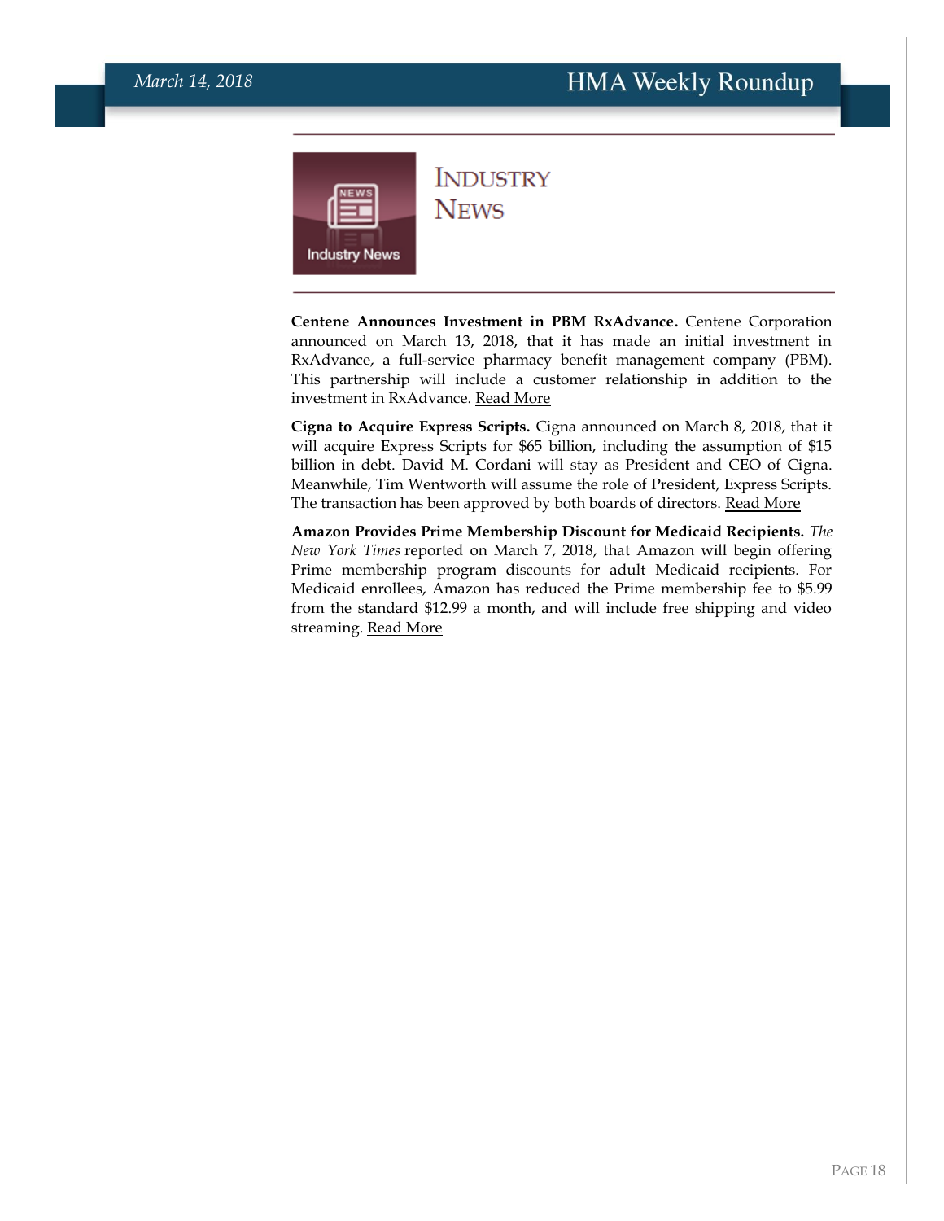# Industry News

**Centene Announces Investment in PBM RxAdvance.** Centene Corporation announced on March 13, 2018, that it has made an initial investment in RxAdvance, a full-service pharmacy benefit management company (PBM). This partnership will include a customer relationship in addition to the investment in RxAdvance. Read More

**Cigna to Acquire Express Scripts.** Cigna announced on March 8, 2018, that it will acquire Express Scripts for $65 billion, including the assumption of $15 billion in debt. David M. Cordani will stay as President and CEO of Cigna. Meanwhile, Tim Wentworth will assume the role of President, Express Scripts. The transaction has been approved by both boards of directors. Read More

**Amazon Provides Prime Membership Discount for Medicaid Recipients.** *The New York Times* reported on March 7, 2018, that Amazon will begin offering Prime membership program discounts for adult Medicaid recipients. For Medicaid enrollees, Amazon has reduced the Prime membership fee to $5.99 from the standard $12.99 a month, and will include free shipping and video streaming. Read More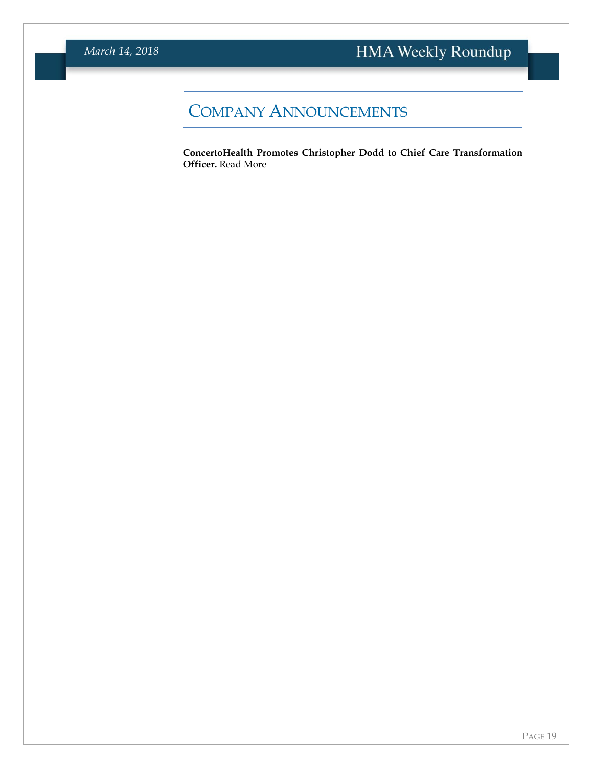## Company Announcements

**ConcertoHealth Promotes Christopher Dodd to Chief Care Transformation Officer.** Read More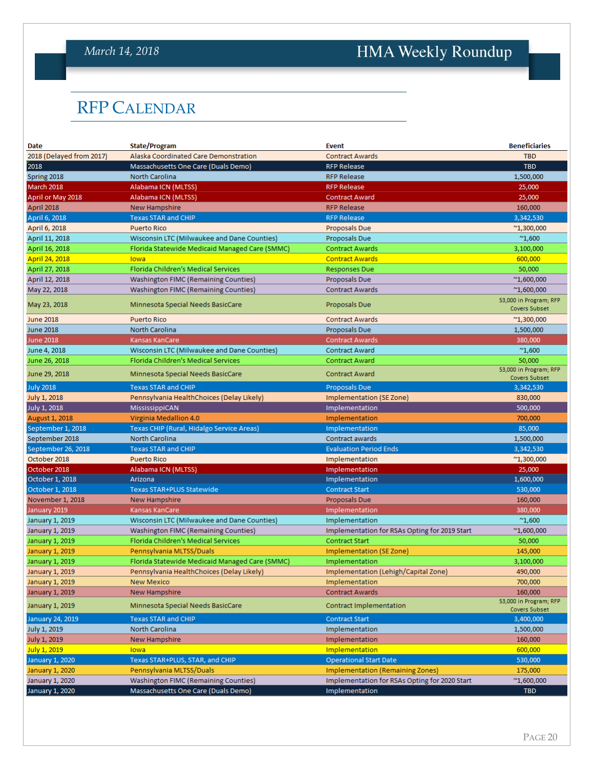## RFP Calendar

| Date | State/Program | Event | Beneficiaries |
|---|---|---|---|
| 2018 (Delayed from 2017) | Alaska Coordinated Care Demonstration | Contract Awards | TBD |
| 2018 | Massachusetts One Care (Duals Demo) | RFP Release | TBD |
| Spring 2018 | North Carolina | RFP Release | 1,500,000 |
| March 2018 | Alabama ICN (MLTSS) | RFP Release | 25,000 |
| April or May 2018 | Alabama ICN (MLTSS) | Contract Award | 25,000 |
| April 2018 | New Hampshire | RFP Release | 160,000 |
| April 6, 2018 | Texas STAR and CHIP | RFP Release | 3,342,530 |
| April 6, 2018 | Puerto Rico | Proposals Due | ~1,300,000 |
| April 11, 2018 | Wisconsin LTC (Milwaukee and Dane Counties) | Proposals Due | ~1,600 |
| April 16, 2018 | Florida Statewide Medicaid Managed Care (SMMC) | Contract Awards | 3,100,000 |
| April 24, 2018 | Iowa | Contract Awards | 600,000 |
| April 27, 2018 | Florida Children's Medical Services | Responses Due | 50,000 |
| April 12, 2018 | Washington FIMC (Remaining Counties) | Proposals Due | ~1,600,000 |
| May 22, 2018 | Washington FIMC (Remaining Counties) | Contract Awards | ~1,600,000 |
| May 23, 2018 | Minnesota Special Needs BasicCare | Proposals Due | 53,000 in Program; RFP Covers Subset |
| June 2018 | Puerto Rico | Contract Awards | ~1,300,000 |
| June 2018 | North Carolina | Proposals Due | 1,500,000 |
| June 2018 | Kansas KanCare | Contract Awards | 380,000 |
| June 4, 2018 | Wisconsin LTC (Milwaukee and Dane Counties) | Contract Award | ~1,600 |
| June 26, 2018 | Florida Children's Medical Services | Contract Award | 50,000 |
| June 29, 2018 | Minnesota Special Needs BasicCare | Contract Award | 53,000 in Program; RFP Covers Subset |
| July 2018 | Texas STAR and CHIP | Proposals Due | 3,342,530 |
| July 1, 2018 | Pennsylvania HealthChoices (Delay Likely) | Implementation (SE Zone) | 830,000 |
| July 1, 2018 | MississippiCAN | Implementation | 500,000 |
| August 1, 2018 | Virginia Medallion 4.0 | Implementation | 700,000 |
| September 1, 2018 | Texas CHIP (Rural, Hidalgo Service Areas) | Implementation | 85,000 |
| September 2018 | North Carolina | Contract awards | 1,500,000 |
| September 26, 2018 | Texas STAR and CHIP | Evaluation Period Ends | 3,342,530 |
| October 2018 | Puerto Rico | Implementation | ~1,300,000 |
| October 2018 | Alabama ICN (MLTSS) | Implementation | 25,000 |
| October 1, 2018 | Arizona | Implementation | 1,600,000 |
| October 1, 2018 | Texas STAR+PLUS Statewide | Contract Start | 530,000 |
| November 1, 2018 | New Hampshire | Proposals Due | 160,000 |
| January 2019 | Kansas KanCare | Implementation | 380,000 |
| January 1, 2019 | Wisconsin LTC (Milwaukee and Dane Counties) | Implementation | ~1,600 |
| January 1, 2019 | Washington FIMC (Remaining Counties) | Implementation for RSAs Opting for 2019 Start | ~1,600,000 |
| January 1, 2019 | Florida Children's Medical Services | Contract Start | 50,000 |
| January 1, 2019 | Pennsylvania MLTSS/Duals | Implementation (SE Zone) | 145,000 |
| January 1, 2019 | Florida Statewide Medicaid Managed Care (SMMC) | Implementation | 3,100,000 |
| January 1, 2019 | Pennsylvania HealthChoices (Delay Likely) | Implementation (Lehigh/Capital Zone) | 490,000 |
| January 1, 2019 | New Mexico | Implementation | 700,000 |
| January 1, 2019 | New Hampshire | Contract Awards | 160,000 |
| January 1, 2019 | Minnesota Special Needs BasicCare | Contract Implementation | 53,000 in Program; RFP Covers Subset |
| January 24, 2019 | Texas STAR and CHIP | Contract Start | 3,400,000 |
| July 1, 2019 | North Carolina | Implementation | 1,500,000 |
| July 1, 2019 | New Hampshire | Implementation | 160,000 |
| July 1, 2019 | Iowa | Implementation | 600,000 |
| January 1, 2020 | Texas STAR+PLUS, STAR, and CHIP | Operational Start Date | 530,000 |
| January 1, 2020 | Pennsylvania MLTSS/Duals | Implementation (Remaining Zones) | 175,000 |
| January 1, 2020 | Washington FIMC (Remaining Counties) | Implementation for RSAs Opting for 2020 Start | ~1,600,000 |
| January 1, 2020 | Massachusetts One Care (Duals Demo) | Implementation | TBD |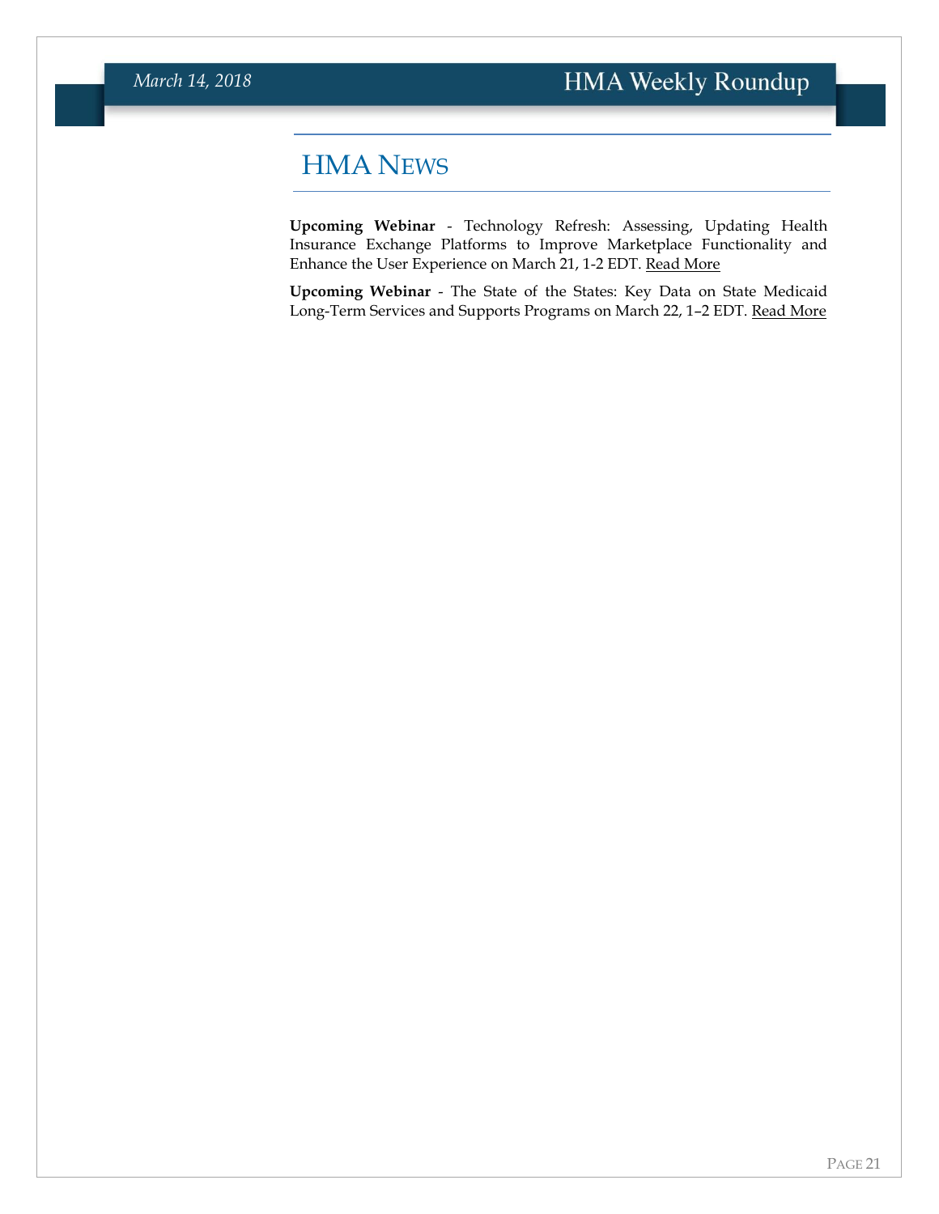# HMA News

**Upcoming Webinar** - Technology Refresh: Assessing, Updating Health Insurance Exchange Platforms to Improve Marketplace Functionality and Enhance the User Experience on March 21, 1-2 EDT. Read More

**Upcoming Webinar** - The State of the States: Key Data on State Medicaid Long-Term Services and Supports Programs on March 22, 1–2 EDT. Read More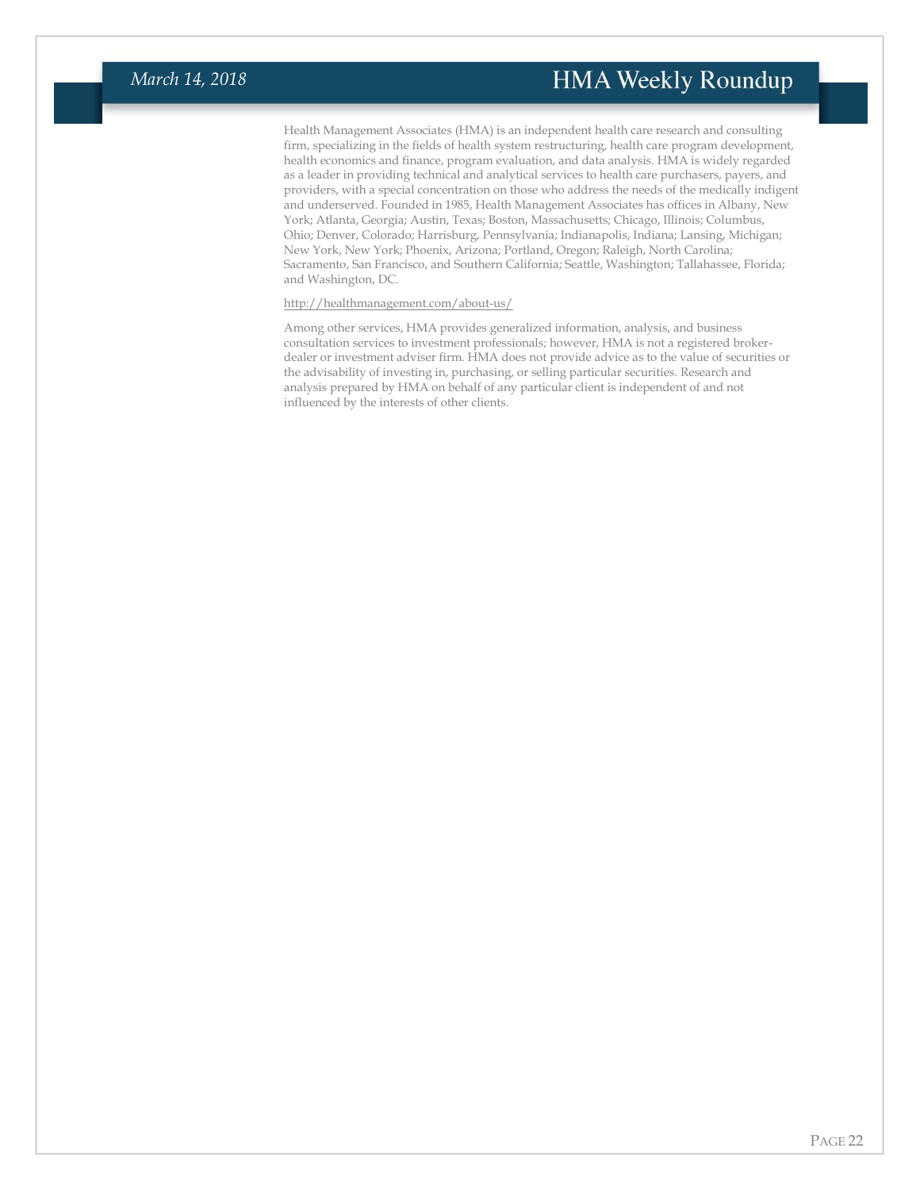Health Management Associates (HMA) is an independent health care research and consulting firm, specializing in the fields of health system restructuring, health care program development, health economics and finance, program evaluation, and data analysis. HMA is widely regarded as a leader in providing technical and analytical services to health care purchasers, payers, and providers, with a special concentration on those who address the needs of the medically indigent and underserved. Founded in 1985, Health Management Associates has offices in Albany, New York; Atlanta, Georgia; Austin, Texas; Boston, Massachusetts; Chicago, Illinois; Columbus, Ohio; Denver, Colorado; Harrisburg, Pennsylvania; Indianapolis, Indiana; Lansing, Michigan; New York, New York; Phoenix, Arizona; Portland, Oregon; Raleigh, North Carolina; Sacramento, San Francisco, and Southern California; Seattle, Washington; Tallahassee, Florida; and Washington, DC.

http://healthmanagement.com/about-us/

Among other services, HMA provides generalized information, analysis, and business consultation services to investment professionals; however, HMA is not a registered broker-dealer or investment adviser firm. HMA does not provide advice as to the value of securities or the advisability of investing in, purchasing, or selling particular securities. Research and analysis prepared by HMA on behalf of any particular client is independent of and not influenced by the interests of other clients.